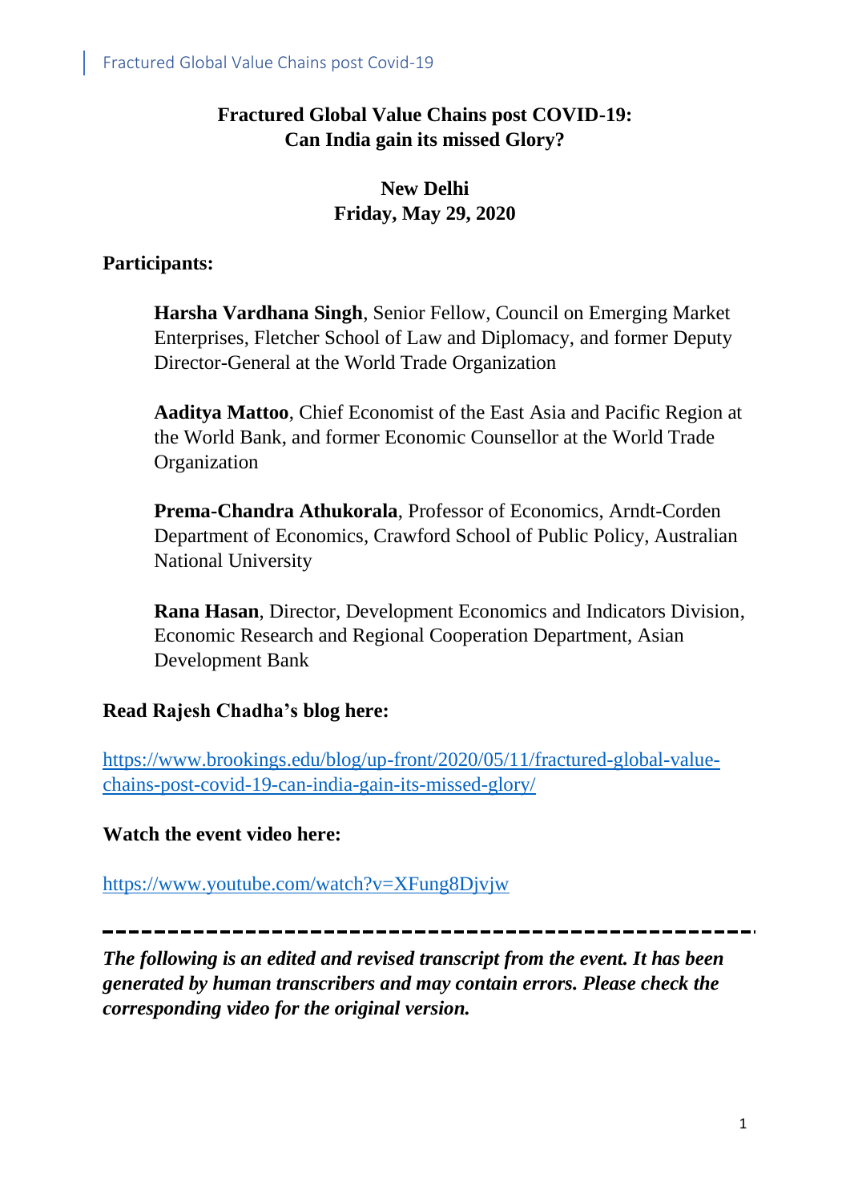# Fractured Global Value Chains post COVID-19: Can India gain its missed Glory?

**New Delhi**
**Friday, May 29, 2020**

**Participants:**

**Harsha Vardhana Singh**, Senior Fellow, Council on Emerging Market Enterprises, Fletcher School of Law and Diplomacy, and former Deputy Director-General at the World Trade Organization

**Aaditya Mattoo**, Chief Economist of the East Asia and Pacific Region at the World Bank, and former Economic Counsellor at the World Trade Organization

**Prema-Chandra Athukorala**, Professor of Economics, Arndt-Corden Department of Economics, Crawford School of Public Policy, Australian National University

**Rana Hasan**, Director, Development Economics and Indicators Division, Economic Research and Regional Cooperation Department, Asian Development Bank

**Read Rajesh Chadha's blog here:**

https://www.brookings.edu/blog/up-front/2020/05/11/fractured-global-value-chains-post-covid-19-can-india-gain-its-missed-glory/

**Watch the event video here:**

https://www.youtube.com/watch?v=XFung8Djvjw

---

***The following is an edited and revised transcript from the event. It has been generated by human transcribers and may contain errors. Please check the corresponding video for the original version.***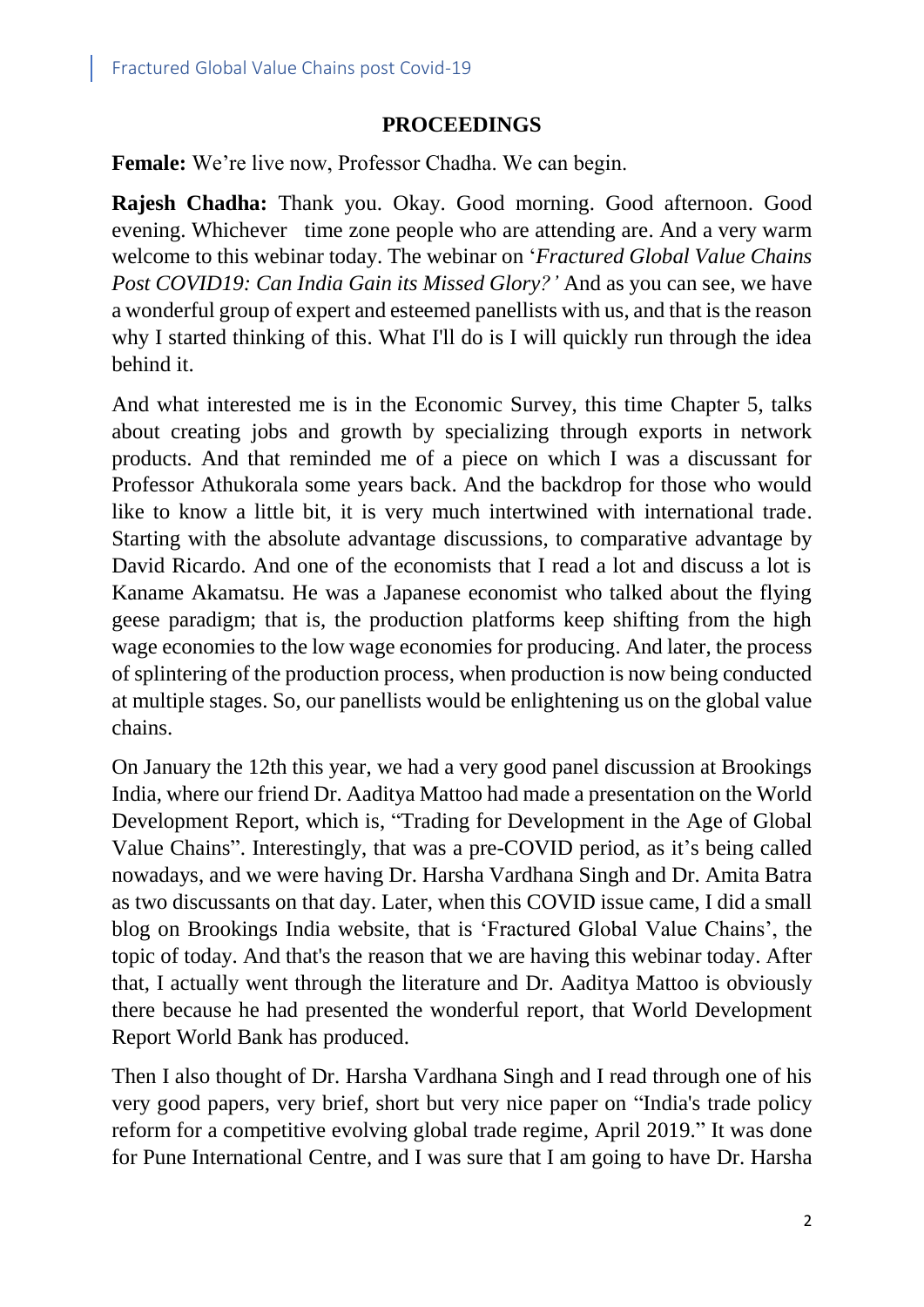## PROCEEDINGS

**Female:** We're live now, Professor Chadha. We can begin.

**Rajesh Chadha:** Thank you. Okay. Good morning. Good afternoon. Good evening. Whichever time zone people who are attending are. And a very warm welcome to this webinar today. The webinar on '*Fractured Global Value Chains Post COVID19: Can India Gain its Missed Glory?'* And as you can see, we have a wonderful group of expert and esteemed panellists with us, and that is the reason why I started thinking of this. What I'll do is I will quickly run through the idea behind it.

And what interested me is in the Economic Survey, this time Chapter 5, talks about creating jobs and growth by specializing through exports in network products. And that reminded me of a piece on which I was a discussant for Professor Athukorala some years back. And the backdrop for those who would like to know a little bit, it is very much intertwined with international trade. Starting with the absolute advantage discussions, to comparative advantage by David Ricardo. And one of the economists that I read a lot and discuss a lot is Kaname Akamatsu. He was a Japanese economist who talked about the flying geese paradigm; that is, the production platforms keep shifting from the high wage economies to the low wage economies for producing. And later, the process of splintering of the production process, when production is now being conducted at multiple stages. So, our panellists would be enlightening us on the global value chains.

On January the 12th this year, we had a very good panel discussion at Brookings India, where our friend Dr. Aaditya Mattoo had made a presentation on the World Development Report, which is, "Trading for Development in the Age of Global Value Chains". Interestingly, that was a pre-COVID period, as it's being called nowadays, and we were having Dr. Harsha Vardhana Singh and Dr. Amita Batra as two discussants on that day. Later, when this COVID issue came, I did a small blog on Brookings India website, that is 'Fractured Global Value Chains', the topic of today. And that's the reason that we are having this webinar today. After that, I actually went through the literature and Dr. Aaditya Mattoo is obviously there because he had presented the wonderful report, that World Development Report World Bank has produced.

Then I also thought of Dr. Harsha Vardhana Singh and I read through one of his very good papers, very brief, short but very nice paper on "India's trade policy reform for a competitive evolving global trade regime, April 2019." It was done for Pune International Centre, and I was sure that I am going to have Dr. Harsha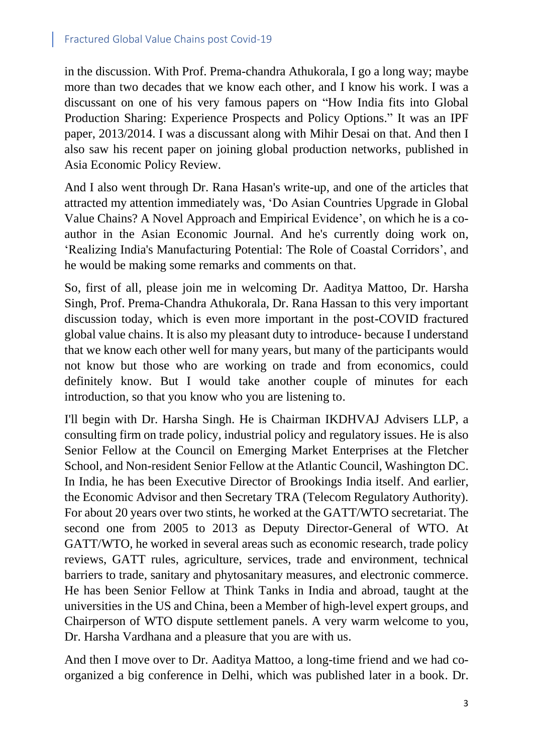in the discussion. With Prof. Prema-chandra Athukorala, I go a long way; maybe more than two decades that we know each other, and I know his work. I was a discussant on one of his very famous papers on "How India fits into Global Production Sharing: Experience Prospects and Policy Options." It was an IPF paper, 2013/2014. I was a discussant along with Mihir Desai on that. And then I also saw his recent paper on joining global production networks, published in Asia Economic Policy Review.

And I also went through Dr. Rana Hasan's write-up, and one of the articles that attracted my attention immediately was, 'Do Asian Countries Upgrade in Global Value Chains? A Novel Approach and Empirical Evidence', on which he is a co-author in the Asian Economic Journal. And he's currently doing work on, 'Realizing India's Manufacturing Potential: The Role of Coastal Corridors', and he would be making some remarks and comments on that.

So, first of all, please join me in welcoming Dr. Aaditya Mattoo, Dr. Harsha Singh, Prof. Prema-Chandra Athukorala, Dr. Rana Hassan to this very important discussion today, which is even more important in the post-COVID fractured global value chains. It is also my pleasant duty to introduce- because I understand that we know each other well for many years, but many of the participants would not know but those who are working on trade and from economics, could definitely know. But I would take another couple of minutes for each introduction, so that you know who you are listening to.

I'll begin with Dr. Harsha Singh. He is Chairman IKDHVAJ Advisers LLP, a consulting firm on trade policy, industrial policy and regulatory issues. He is also Senior Fellow at the Council on Emerging Market Enterprises at the Fletcher School, and Non-resident Senior Fellow at the Atlantic Council, Washington DC. In India, he has been Executive Director of Brookings India itself. And earlier, the Economic Advisor and then Secretary TRA (Telecom Regulatory Authority). For about 20 years over two stints, he worked at the GATT/WTO secretariat. The second one from 2005 to 2013 as Deputy Director-General of WTO. At GATT/WTO, he worked in several areas such as economic research, trade policy reviews, GATT rules, agriculture, services, trade and environment, technical barriers to trade, sanitary and phytosanitary measures, and electronic commerce. He has been Senior Fellow at Think Tanks in India and abroad, taught at the universities in the US and China, been a Member of high-level expert groups, and Chairperson of WTO dispute settlement panels. A very warm welcome to you, Dr. Harsha Vardhana and a pleasure that you are with us.

And then I move over to Dr. Aaditya Mattoo, a long-time friend and we had co-organized a big conference in Delhi, which was published later in a book. Dr.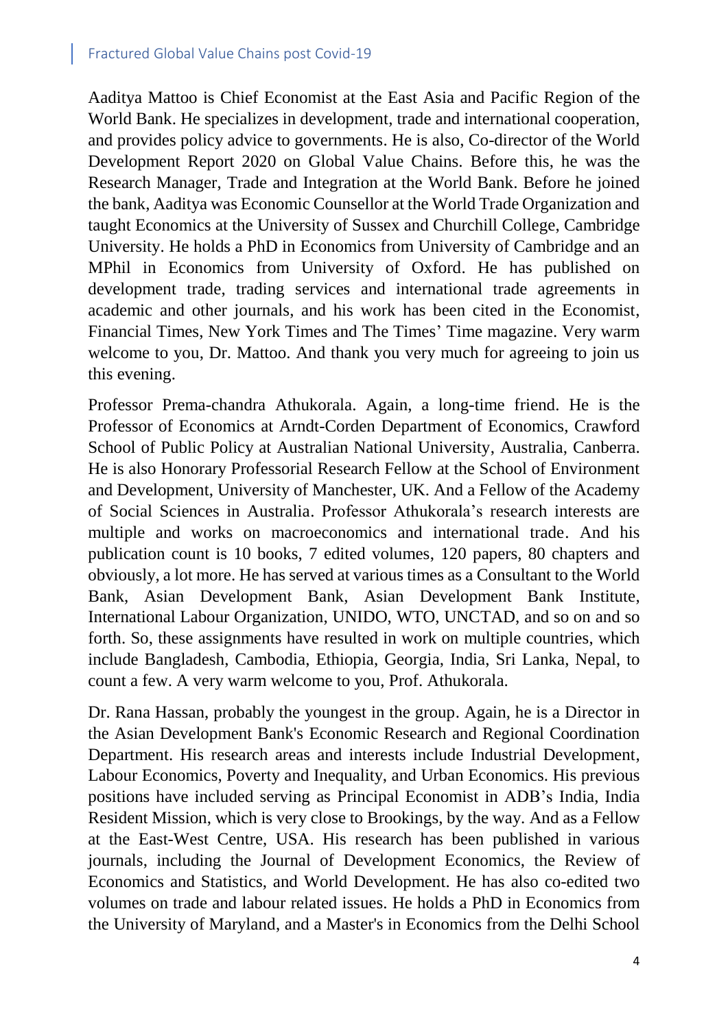Aaditya Mattoo is Chief Economist at the East Asia and Pacific Region of the World Bank. He specializes in development, trade and international cooperation, and provides policy advice to governments. He is also, Co-director of the World Development Report 2020 on Global Value Chains. Before this, he was the Research Manager, Trade and Integration at the World Bank. Before he joined the bank, Aaditya was Economic Counsellor at the World Trade Organization and taught Economics at the University of Sussex and Churchill College, Cambridge University. He holds a PhD in Economics from University of Cambridge and an MPhil in Economics from University of Oxford. He has published on development trade, trading services and international trade agreements in academic and other journals, and his work has been cited in the Economist, Financial Times, New York Times and The Times' Time magazine. Very warm welcome to you, Dr. Mattoo. And thank you very much for agreeing to join us this evening.

Professor Prema-chandra Athukorala. Again, a long-time friend. He is the Professor of Economics at Arndt-Corden Department of Economics, Crawford School of Public Policy at Australian National University, Australia, Canberra. He is also Honorary Professorial Research Fellow at the School of Environment and Development, University of Manchester, UK. And a Fellow of the Academy of Social Sciences in Australia. Professor Athukorala's research interests are multiple and works on macroeconomics and international trade. And his publication count is 10 books, 7 edited volumes, 120 papers, 80 chapters and obviously, a lot more. He has served at various times as a Consultant to the World Bank, Asian Development Bank, Asian Development Bank Institute, International Labour Organization, UNIDO, WTO, UNCTAD, and so on and so forth. So, these assignments have resulted in work on multiple countries, which include Bangladesh, Cambodia, Ethiopia, Georgia, India, Sri Lanka, Nepal, to count a few. A very warm welcome to you, Prof. Athukorala.

Dr. Rana Hassan, probably the youngest in the group. Again, he is a Director in the Asian Development Bank's Economic Research and Regional Coordination Department. His research areas and interests include Industrial Development, Labour Economics, Poverty and Inequality, and Urban Economics. His previous positions have included serving as Principal Economist in ADB's India, India Resident Mission, which is very close to Brookings, by the way. And as a Fellow at the East-West Centre, USA. His research has been published in various journals, including the Journal of Development Economics, the Review of Economics and Statistics, and World Development. He has also co-edited two volumes on trade and labour related issues. He holds a PhD in Economics from the University of Maryland, and a Master's in Economics from the Delhi School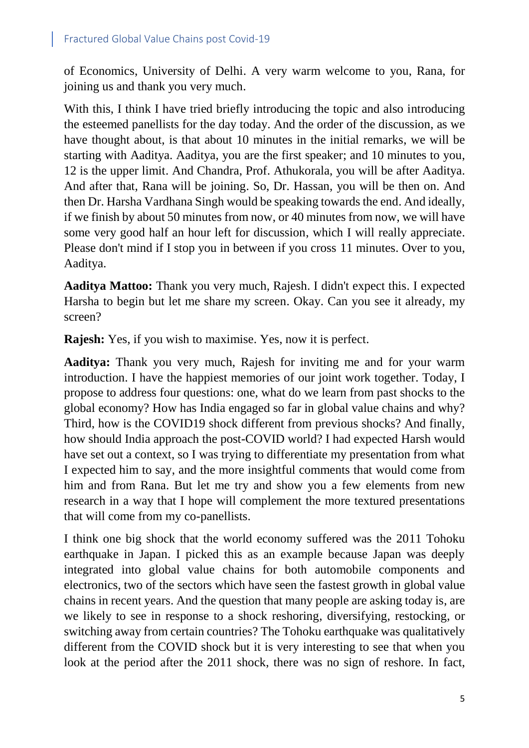of Economics, University of Delhi. A very warm welcome to you, Rana, for joining us and thank you very much.

With this, I think I have tried briefly introducing the topic and also introducing the esteemed panellists for the day today. And the order of the discussion, as we have thought about, is that about 10 minutes in the initial remarks, we will be starting with Aaditya. Aaditya, you are the first speaker; and 10 minutes to you, 12 is the upper limit. And Chandra, Prof. Athukorala, you will be after Aaditya. And after that, Rana will be joining. So, Dr. Hassan, you will be then on. And then Dr. Harsha Vardhana Singh would be speaking towards the end. And ideally, if we finish by about 50 minutes from now, or 40 minutes from now, we will have some very good half an hour left for discussion, which I will really appreciate. Please don't mind if I stop you in between if you cross 11 minutes. Over to you, Aaditya.

**Aaditya Mattoo:** Thank you very much, Rajesh. I didn't expect this. I expected Harsha to begin but let me share my screen. Okay. Can you see it already, my screen?

**Rajesh:** Yes, if you wish to maximise. Yes, now it is perfect.

**Aaditya:** Thank you very much, Rajesh for inviting me and for your warm introduction. I have the happiest memories of our joint work together. Today, I propose to address four questions: one, what do we learn from past shocks to the global economy? How has India engaged so far in global value chains and why? Third, how is the COVID19 shock different from previous shocks? And finally, how should India approach the post-COVID world? I had expected Harsh would have set out a context, so I was trying to differentiate my presentation from what I expected him to say, and the more insightful comments that would come from him and from Rana. But let me try and show you a few elements from new research in a way that I hope will complement the more textured presentations that will come from my co-panellists.

I think one big shock that the world economy suffered was the 2011 Tohoku earthquake in Japan. I picked this as an example because Japan was deeply integrated into global value chains for both automobile components and electronics, two of the sectors which have seen the fastest growth in global value chains in recent years. And the question that many people are asking today is, are we likely to see in response to a shock reshoring, diversifying, restocking, or switching away from certain countries? The Tohoku earthquake was qualitatively different from the COVID shock but it is very interesting to see that when you look at the period after the 2011 shock, there was no sign of reshore. In fact,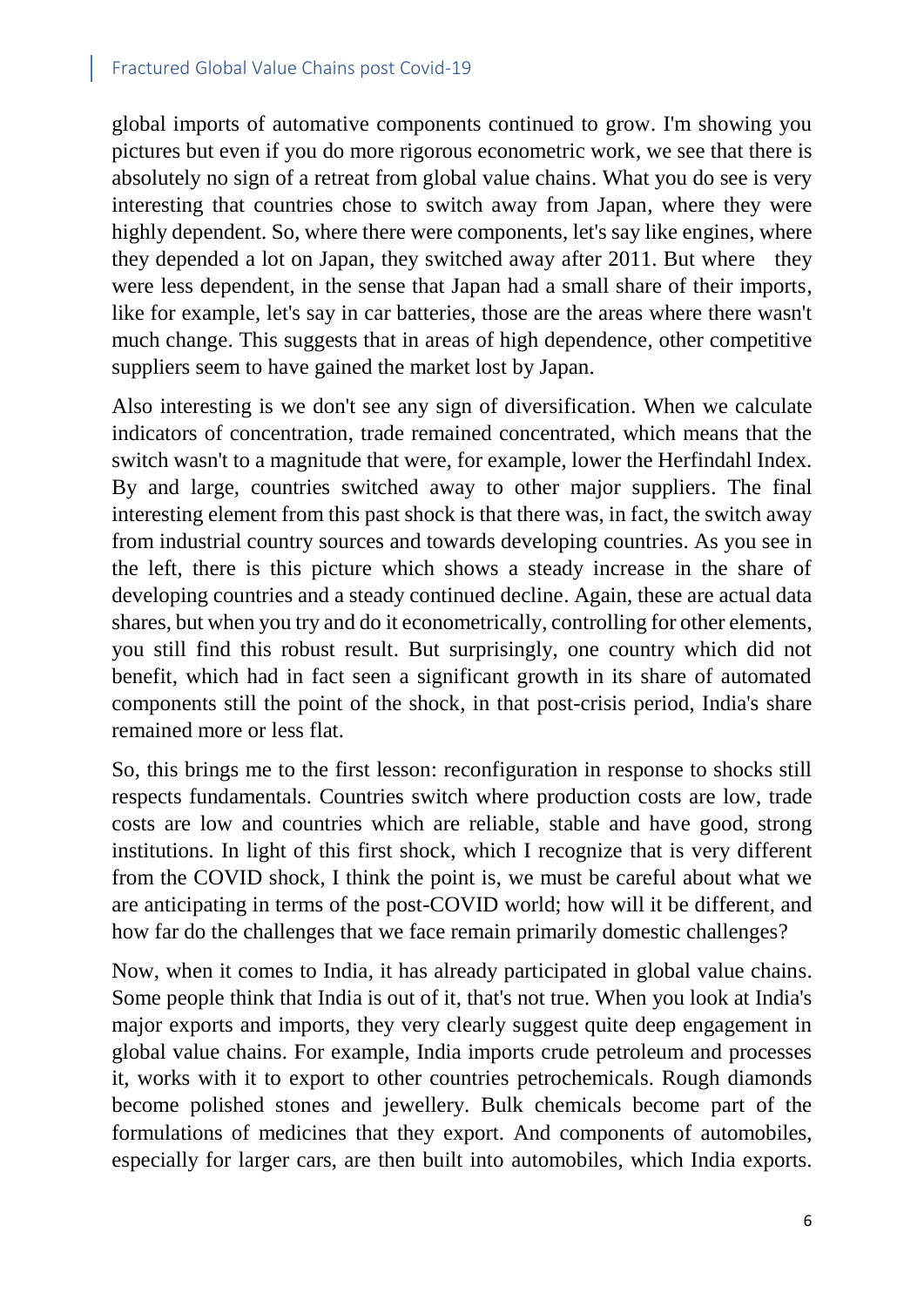global imports of automative components continued to grow. I'm showing you pictures but even if you do more rigorous econometric work, we see that there is absolutely no sign of a retreat from global value chains. What you do see is very interesting that countries chose to switch away from Japan, where they were highly dependent. So, where there were components, let's say like engines, where they depended a lot on Japan, they switched away after 2011. But where they were less dependent, in the sense that Japan had a small share of their imports, like for example, let's say in car batteries, those are the areas where there wasn't much change. This suggests that in areas of high dependence, other competitive suppliers seem to have gained the market lost by Japan.

Also interesting is we don't see any sign of diversification. When we calculate indicators of concentration, trade remained concentrated, which means that the switch wasn't to a magnitude that were, for example, lower the Herfindahl Index. By and large, countries switched away to other major suppliers. The final interesting element from this past shock is that there was, in fact, the switch away from industrial country sources and towards developing countries. As you see in the left, there is this picture which shows a steady increase in the share of developing countries and a steady continued decline. Again, these are actual data shares, but when you try and do it econometrically, controlling for other elements, you still find this robust result. But surprisingly, one country which did not benefit, which had in fact seen a significant growth in its share of automated components still the point of the shock, in that post-crisis period, India's share remained more or less flat.

So, this brings me to the first lesson: reconfiguration in response to shocks still respects fundamentals. Countries switch where production costs are low, trade costs are low and countries which are reliable, stable and have good, strong institutions. In light of this first shock, which I recognize that is very different from the COVID shock, I think the point is, we must be careful about what we are anticipating in terms of the post-COVID world; how will it be different, and how far do the challenges that we face remain primarily domestic challenges?

Now, when it comes to India, it has already participated in global value chains. Some people think that India is out of it, that's not true. When you look at India's major exports and imports, they very clearly suggest quite deep engagement in global value chains. For example, India imports crude petroleum and processes it, works with it to export to other countries petrochemicals. Rough diamonds become polished stones and jewellery. Bulk chemicals become part of the formulations of medicines that they export. And components of automobiles, especially for larger cars, are then built into automobiles, which India exports.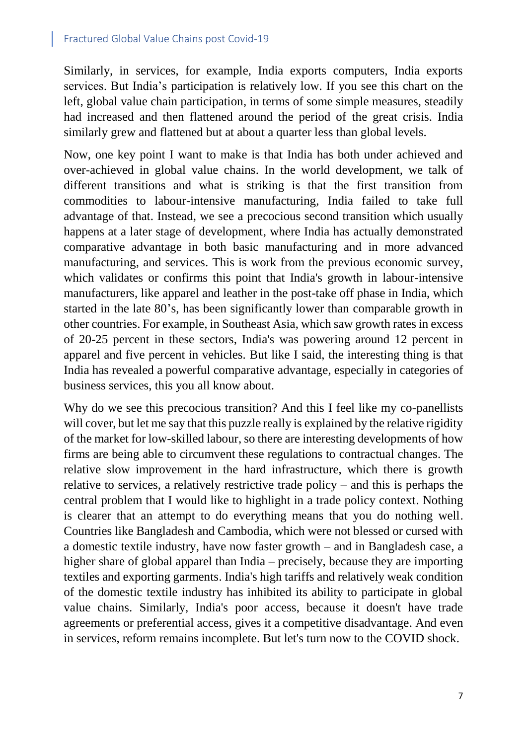Similarly, in services, for example, India exports computers, India exports services. But India's participation is relatively low. If you see this chart on the left, global value chain participation, in terms of some simple measures, steadily had increased and then flattened around the period of the great crisis. India similarly grew and flattened but at about a quarter less than global levels.

Now, one key point I want to make is that India has both under achieved and over-achieved in global value chains. In the world development, we talk of different transitions and what is striking is that the first transition from commodities to labour-intensive manufacturing, India failed to take full advantage of that. Instead, we see a precocious second transition which usually happens at a later stage of development, where India has actually demonstrated comparative advantage in both basic manufacturing and in more advanced manufacturing, and services. This is work from the previous economic survey, which validates or confirms this point that India's growth in labour-intensive manufacturers, like apparel and leather in the post-take off phase in India, which started in the late 80's, has been significantly lower than comparable growth in other countries. For example, in Southeast Asia, which saw growth rates in excess of 20-25 percent in these sectors, India's was powering around 12 percent in apparel and five percent in vehicles. But like I said, the interesting thing is that India has revealed a powerful comparative advantage, especially in categories of business services, this you all know about.

Why do we see this precocious transition? And this I feel like my co-panellists will cover, but let me say that this puzzle really is explained by the relative rigidity of the market for low-skilled labour, so there are interesting developments of how firms are being able to circumvent these regulations to contractual changes. The relative slow improvement in the hard infrastructure, which there is growth relative to services, a relatively restrictive trade policy – and this is perhaps the central problem that I would like to highlight in a trade policy context. Nothing is clearer that an attempt to do everything means that you do nothing well. Countries like Bangladesh and Cambodia, which were not blessed or cursed with a domestic textile industry, have now faster growth – and in Bangladesh case, a higher share of global apparel than India – precisely, because they are importing textiles and exporting garments. India's high tariffs and relatively weak condition of the domestic textile industry has inhibited its ability to participate in global value chains. Similarly, India's poor access, because it doesn't have trade agreements or preferential access, gives it a competitive disadvantage. And even in services, reform remains incomplete. But let's turn now to the COVID shock.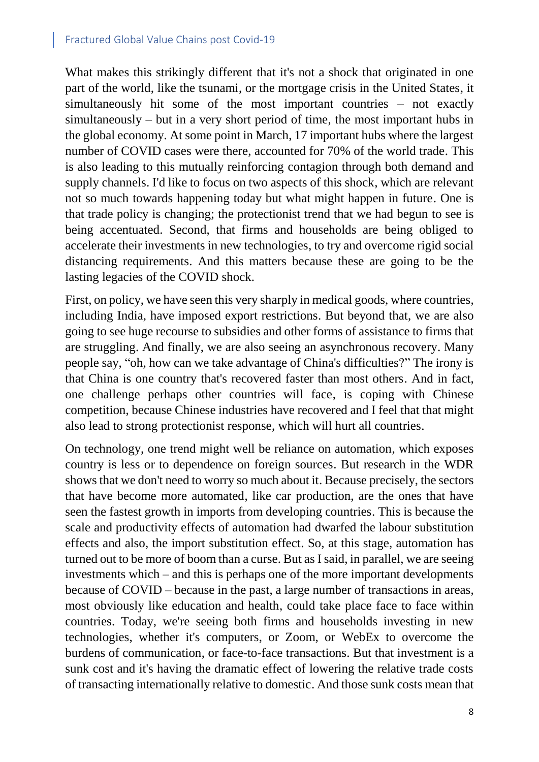What makes this strikingly different that it's not a shock that originated in one part of the world, like the tsunami, or the mortgage crisis in the United States, it simultaneously hit some of the most important countries – not exactly simultaneously – but in a very short period of time, the most important hubs in the global economy. At some point in March, 17 important hubs where the largest number of COVID cases were there, accounted for 70% of the world trade. This is also leading to this mutually reinforcing contagion through both demand and supply channels. I'd like to focus on two aspects of this shock, which are relevant not so much towards happening today but what might happen in future. One is that trade policy is changing; the protectionist trend that we had begun to see is being accentuated. Second, that firms and households are being obliged to accelerate their investments in new technologies, to try and overcome rigid social distancing requirements. And this matters because these are going to be the lasting legacies of the COVID shock.

First, on policy, we have seen this very sharply in medical goods, where countries, including India, have imposed export restrictions. But beyond that, we are also going to see huge recourse to subsidies and other forms of assistance to firms that are struggling. And finally, we are also seeing an asynchronous recovery. Many people say, "oh, how can we take advantage of China's difficulties?" The irony is that China is one country that's recovered faster than most others. And in fact, one challenge perhaps other countries will face, is coping with Chinese competition, because Chinese industries have recovered and I feel that that might also lead to strong protectionist response, which will hurt all countries.

On technology, one trend might well be reliance on automation, which exposes country is less or to dependence on foreign sources. But research in the WDR shows that we don't need to worry so much about it. Because precisely, the sectors that have become more automated, like car production, are the ones that have seen the fastest growth in imports from developing countries. This is because the scale and productivity effects of automation had dwarfed the labour substitution effects and also, the import substitution effect. So, at this stage, automation has turned out to be more of boom than a curse. But as I said, in parallel, we are seeing investments which – and this is perhaps one of the more important developments because of COVID – because in the past, a large number of transactions in areas, most obviously like education and health, could take place face to face within countries. Today, we're seeing both firms and households investing in new technologies, whether it's computers, or Zoom, or WebEx to overcome the burdens of communication, or face-to-face transactions. But that investment is a sunk cost and it's having the dramatic effect of lowering the relative trade costs of transacting internationally relative to domestic. And those sunk costs mean that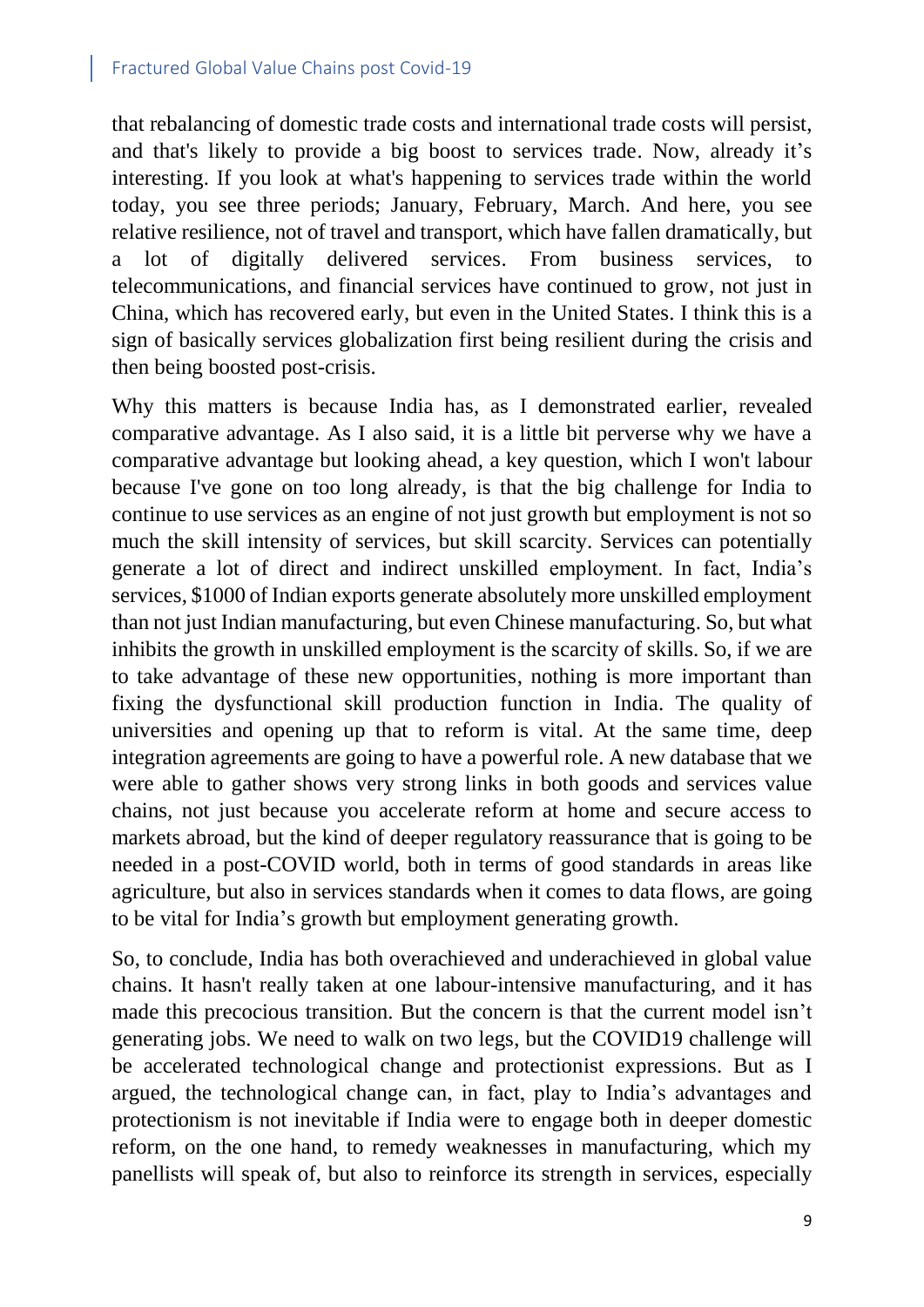that rebalancing of domestic trade costs and international trade costs will persist, and that's likely to provide a big boost to services trade. Now, already it's interesting. If you look at what's happening to services trade within the world today, you see three periods; January, February, March. And here, you see relative resilience, not of travel and transport, which have fallen dramatically, but a lot of digitally delivered services. From business services, to telecommunications, and financial services have continued to grow, not just in China, which has recovered early, but even in the United States. I think this is a sign of basically services globalization first being resilient during the crisis and then being boosted post-crisis.

Why this matters is because India has, as I demonstrated earlier, revealed comparative advantage. As I also said, it is a little bit perverse why we have a comparative advantage but looking ahead, a key question, which I won't labour because I've gone on too long already, is that the big challenge for India to continue to use services as an engine of not just growth but employment is not so much the skill intensity of services, but skill scarcity. Services can potentially generate a lot of direct and indirect unskilled employment. In fact, India's services, $1000 of Indian exports generate absolutely more unskilled employment than not just Indian manufacturing, but even Chinese manufacturing. So, but what inhibits the growth in unskilled employment is the scarcity of skills. So, if we are to take advantage of these new opportunities, nothing is more important than fixing the dysfunctional skill production function in India. The quality of universities and opening up that to reform is vital. At the same time, deep integration agreements are going to have a powerful role. A new database that we were able to gather shows very strong links in both goods and services value chains, not just because you accelerate reform at home and secure access to markets abroad, but the kind of deeper regulatory reassurance that is going to be needed in a post-COVID world, both in terms of good standards in areas like agriculture, but also in services standards when it comes to data flows, are going to be vital for India's growth but employment generating growth.

So, to conclude, India has both overachieved and underachieved in global value chains. It hasn't really taken at one labour-intensive manufacturing, and it has made this precocious transition. But the concern is that the current model isn't generating jobs. We need to walk on two legs, but the COVID19 challenge will be accelerated technological change and protectionist expressions. But as I argued, the technological change can, in fact, play to India's advantages and protectionism is not inevitable if India were to engage both in deeper domestic reform, on the one hand, to remedy weaknesses in manufacturing, which my panellists will speak of, but also to reinforce its strength in services, especially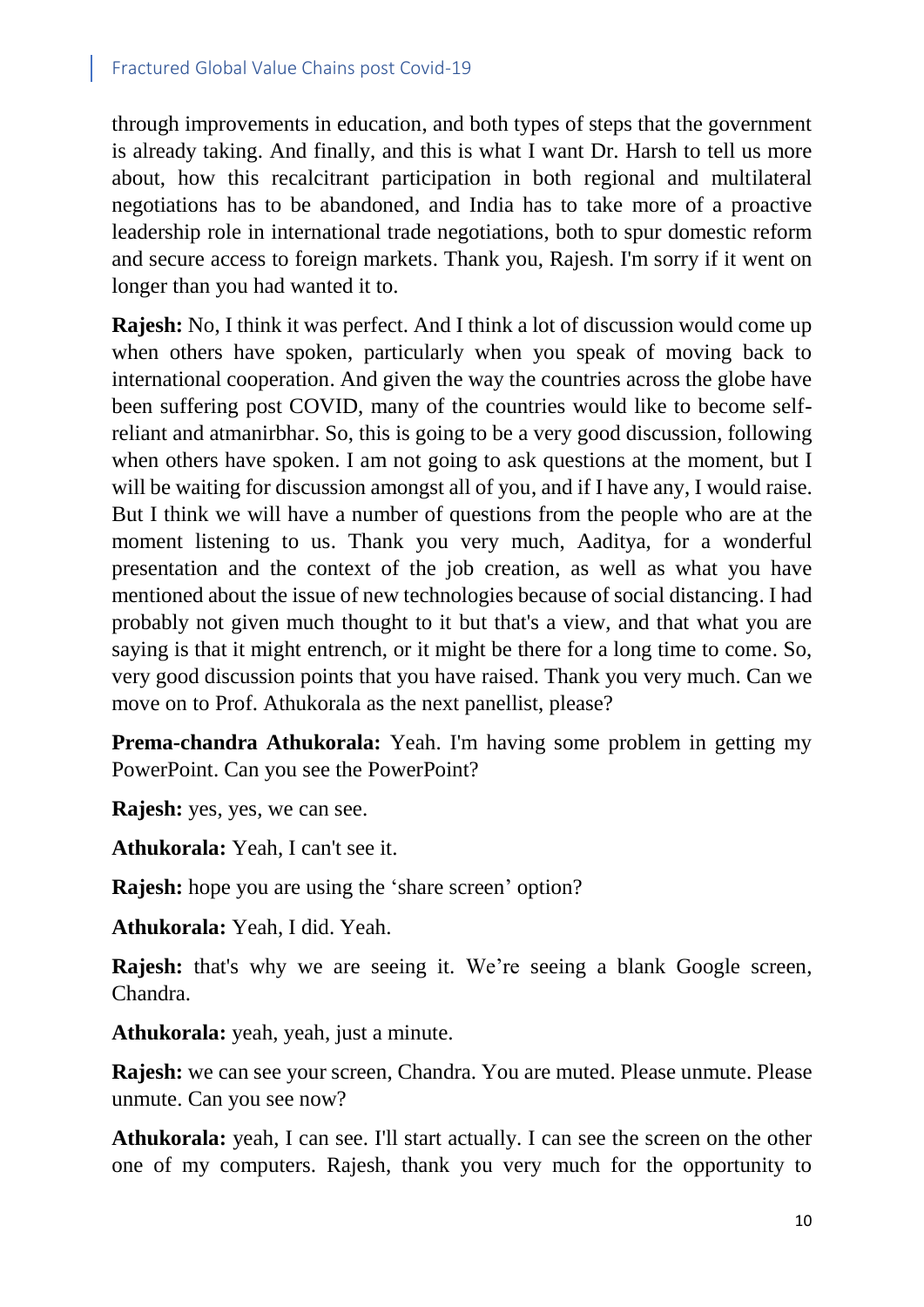through improvements in education, and both types of steps that the government is already taking. And finally, and this is what I want Dr. Harsh to tell us more about, how this recalcitrant participation in both regional and multilateral negotiations has to be abandoned, and India has to take more of a proactive leadership role in international trade negotiations, both to spur domestic reform and secure access to foreign markets. Thank you, Rajesh. I'm sorry if it went on longer than you had wanted it to.

**Rajesh:** No, I think it was perfect. And I think a lot of discussion would come up when others have spoken, particularly when you speak of moving back to international cooperation. And given the way the countries across the globe have been suffering post COVID, many of the countries would like to become self-reliant and atmanirbhar. So, this is going to be a very good discussion, following when others have spoken. I am not going to ask questions at the moment, but I will be waiting for discussion amongst all of you, and if I have any, I would raise. But I think we will have a number of questions from the people who are at the moment listening to us. Thank you very much, Aaditya, for a wonderful presentation and the context of the job creation, as well as what you have mentioned about the issue of new technologies because of social distancing. I had probably not given much thought to it but that's a view, and that what you are saying is that it might entrench, or it might be there for a long time to come. So, very good discussion points that you have raised. Thank you very much. Can we move on to Prof. Athukorala as the next panellist, please?

**Prema-chandra Athukorala:** Yeah. I'm having some problem in getting my PowerPoint. Can you see the PowerPoint?

**Rajesh:** yes, yes, we can see.

**Athukorala:** Yeah, I can't see it.

**Rajesh:** hope you are using the 'share screen' option?

**Athukorala:** Yeah, I did. Yeah.

**Rajesh:** that's why we are seeing it. We're seeing a blank Google screen, Chandra.

**Athukorala:** yeah, yeah, just a minute.

**Rajesh:** we can see your screen, Chandra. You are muted. Please unmute. Please unmute. Can you see now?

**Athukorala:** yeah, I can see. I'll start actually. I can see the screen on the other one of my computers. Rajesh, thank you very much for the opportunity to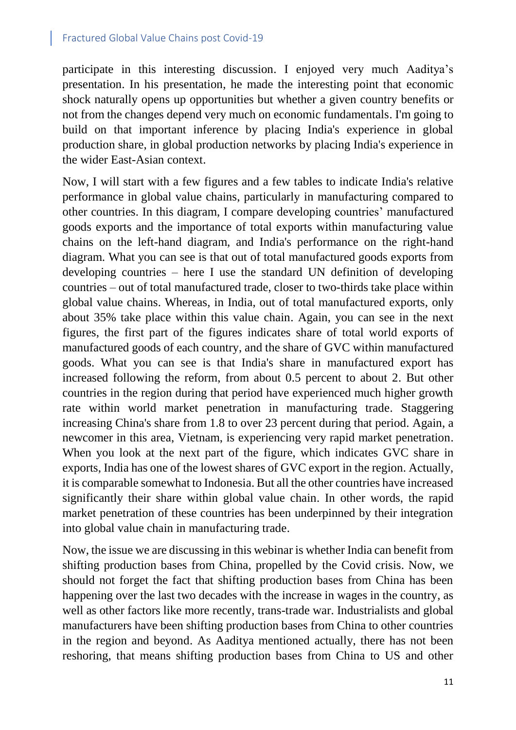participate in this interesting discussion. I enjoyed very much Aaditya's presentation. In his presentation, he made the interesting point that economic shock naturally opens up opportunities but whether a given country benefits or not from the changes depend very much on economic fundamentals. I'm going to build on that important inference by placing India's experience in global production share, in global production networks by placing India's experience in the wider East-Asian context.

Now, I will start with a few figures and a few tables to indicate India's relative performance in global value chains, particularly in manufacturing compared to other countries. In this diagram, I compare developing countries' manufactured goods exports and the importance of total exports within manufacturing value chains on the left-hand diagram, and India's performance on the right-hand diagram. What you can see is that out of total manufactured goods exports from developing countries – here I use the standard UN definition of developing countries – out of total manufactured trade, closer to two-thirds take place within global value chains. Whereas, in India, out of total manufactured exports, only about 35% take place within this value chain. Again, you can see in the next figures, the first part of the figures indicates share of total world exports of manufactured goods of each country, and the share of GVC within manufactured goods. What you can see is that India's share in manufactured export has increased following the reform, from about 0.5 percent to about 2. But other countries in the region during that period have experienced much higher growth rate within world market penetration in manufacturing trade. Staggering increasing China's share from 1.8 to over 23 percent during that period. Again, a newcomer in this area, Vietnam, is experiencing very rapid market penetration. When you look at the next part of the figure, which indicates GVC share in exports, India has one of the lowest shares of GVC export in the region. Actually, it is comparable somewhat to Indonesia. But all the other countries have increased significantly their share within global value chain. In other words, the rapid market penetration of these countries has been underpinned by their integration into global value chain in manufacturing trade.

Now, the issue we are discussing in this webinar is whether India can benefit from shifting production bases from China, propelled by the Covid crisis. Now, we should not forget the fact that shifting production bases from China has been happening over the last two decades with the increase in wages in the country, as well as other factors like more recently, trans-trade war. Industrialists and global manufacturers have been shifting production bases from China to other countries in the region and beyond. As Aaditya mentioned actually, there has not been reshoring, that means shifting production bases from China to US and other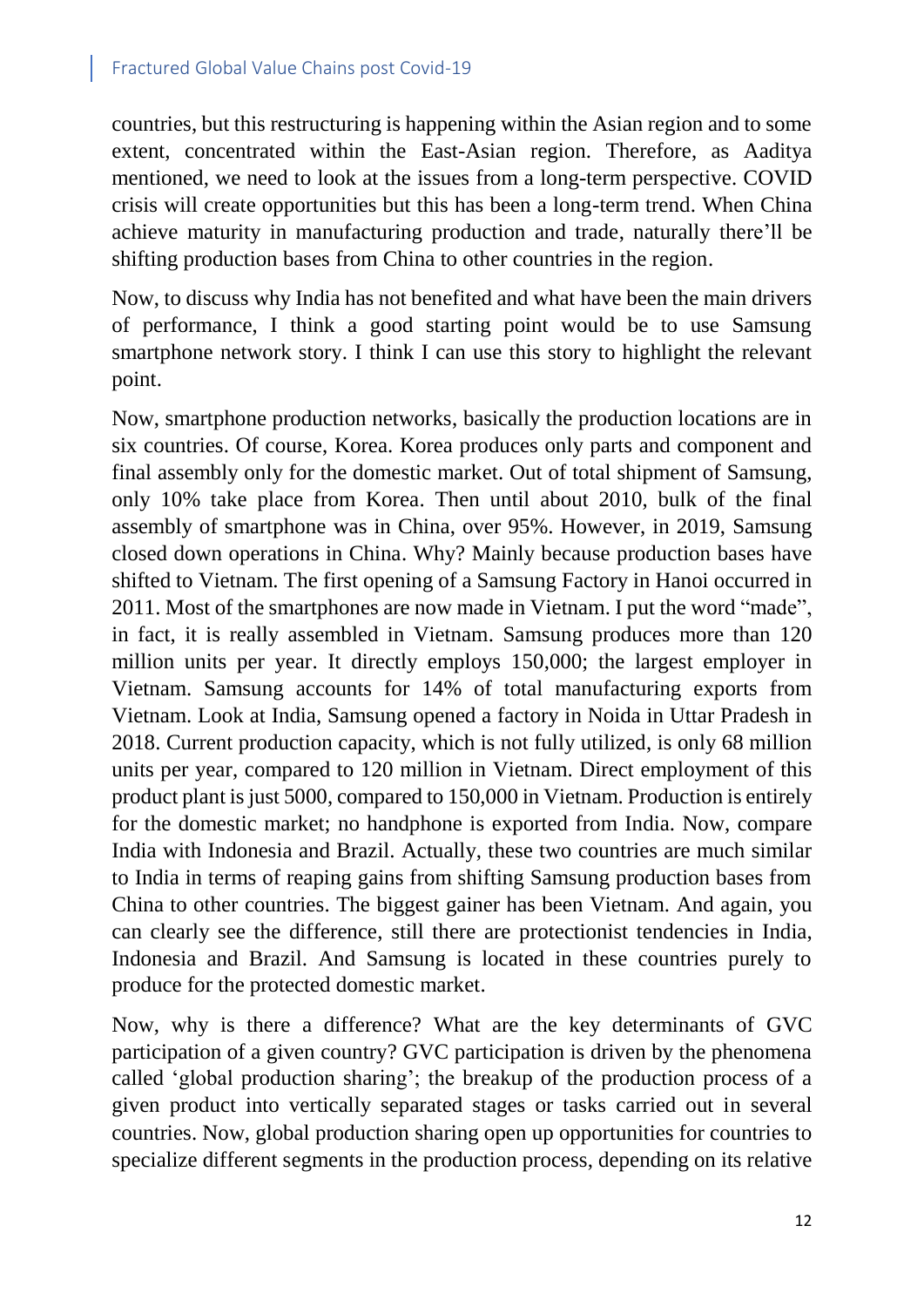countries, but this restructuring is happening within the Asian region and to some extent, concentrated within the East-Asian region. Therefore, as Aaditya mentioned, we need to look at the issues from a long-term perspective. COVID crisis will create opportunities but this has been a long-term trend. When China achieve maturity in manufacturing production and trade, naturally there'll be shifting production bases from China to other countries in the region.

Now, to discuss why India has not benefited and what have been the main drivers of performance, I think a good starting point would be to use Samsung smartphone network story. I think I can use this story to highlight the relevant point.

Now, smartphone production networks, basically the production locations are in six countries. Of course, Korea. Korea produces only parts and component and final assembly only for the domestic market. Out of total shipment of Samsung, only 10% take place from Korea. Then until about 2010, bulk of the final assembly of smartphone was in China, over 95%. However, in 2019, Samsung closed down operations in China. Why? Mainly because production bases have shifted to Vietnam. The first opening of a Samsung Factory in Hanoi occurred in 2011. Most of the smartphones are now made in Vietnam. I put the word "made", in fact, it is really assembled in Vietnam. Samsung produces more than 120 million units per year. It directly employs 150,000; the largest employer in Vietnam. Samsung accounts for 14% of total manufacturing exports from Vietnam. Look at India, Samsung opened a factory in Noida in Uttar Pradesh in 2018. Current production capacity, which is not fully utilized, is only 68 million units per year, compared to 120 million in Vietnam. Direct employment of this product plant is just 5000, compared to 150,000 in Vietnam. Production is entirely for the domestic market; no handphone is exported from India. Now, compare India with Indonesia and Brazil. Actually, these two countries are much similar to India in terms of reaping gains from shifting Samsung production bases from China to other countries. The biggest gainer has been Vietnam. And again, you can clearly see the difference, still there are protectionist tendencies in India, Indonesia and Brazil. And Samsung is located in these countries purely to produce for the protected domestic market.

Now, why is there a difference? What are the key determinants of GVC participation of a given country? GVC participation is driven by the phenomena called 'global production sharing'; the breakup of the production process of a given product into vertically separated stages or tasks carried out in several countries. Now, global production sharing open up opportunities for countries to specialize different segments in the production process, depending on its relative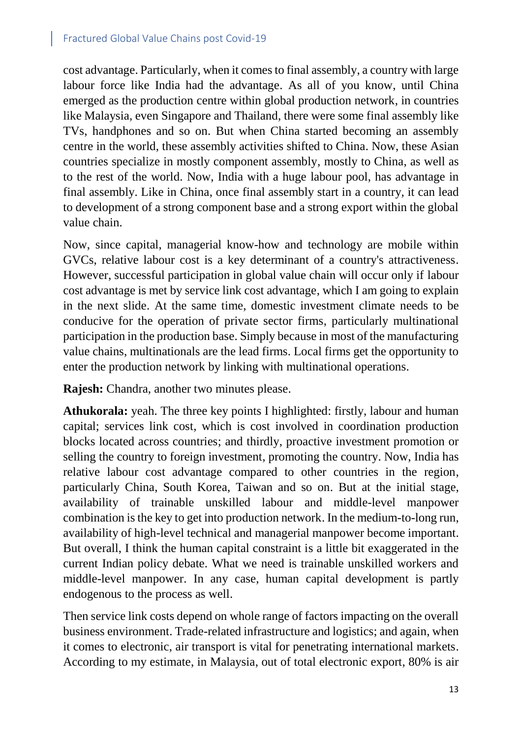cost advantage. Particularly, when it comes to final assembly, a country with large labour force like India had the advantage. As all of you know, until China emerged as the production centre within global production network, in countries like Malaysia, even Singapore and Thailand, there were some final assembly like TVs, handphones and so on. But when China started becoming an assembly centre in the world, these assembly activities shifted to China. Now, these Asian countries specialize in mostly component assembly, mostly to China, as well as to the rest of the world. Now, India with a huge labour pool, has advantage in final assembly. Like in China, once final assembly start in a country, it can lead to development of a strong component base and a strong export within the global value chain.

Now, since capital, managerial know-how and technology are mobile within GVCs, relative labour cost is a key determinant of a country's attractiveness. However, successful participation in global value chain will occur only if labour cost advantage is met by service link cost advantage, which I am going to explain in the next slide. At the same time, domestic investment climate needs to be conducive for the operation of private sector firms, particularly multinational participation in the production base. Simply because in most of the manufacturing value chains, multinationals are the lead firms. Local firms get the opportunity to enter the production network by linking with multinational operations.

**Rajesh:** Chandra, another two minutes please.

**Athukorala:** yeah. The three key points I highlighted: firstly, labour and human capital; services link cost, which is cost involved in coordination production blocks located across countries; and thirdly, proactive investment promotion or selling the country to foreign investment, promoting the country. Now, India has relative labour cost advantage compared to other countries in the region, particularly China, South Korea, Taiwan and so on. But at the initial stage, availability of trainable unskilled labour and middle-level manpower combination is the key to get into production network. In the medium-to-long run, availability of high-level technical and managerial manpower become important. But overall, I think the human capital constraint is a little bit exaggerated in the current Indian policy debate. What we need is trainable unskilled workers and middle-level manpower. In any case, human capital development is partly endogenous to the process as well.

Then service link costs depend on whole range of factors impacting on the overall business environment. Trade-related infrastructure and logistics; and again, when it comes to electronic, air transport is vital for penetrating international markets. According to my estimate, in Malaysia, out of total electronic export, 80% is air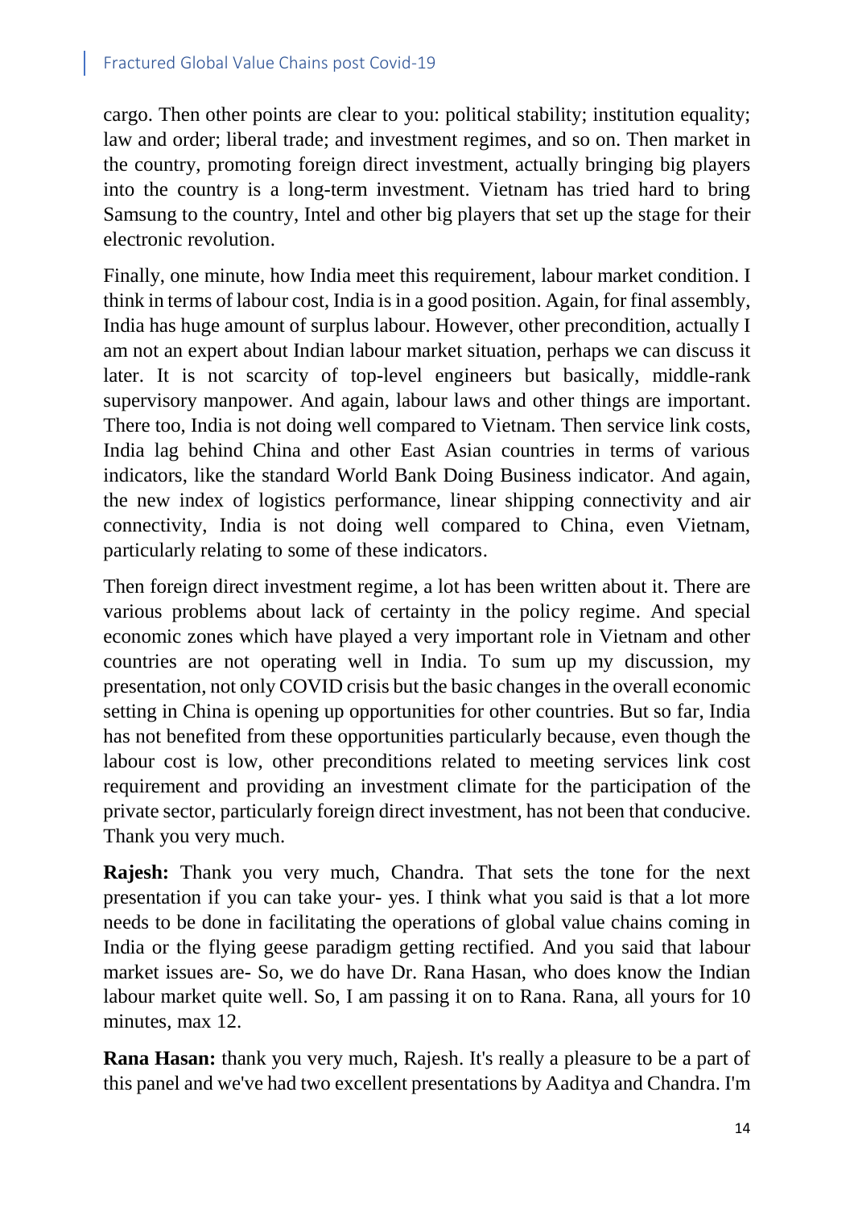cargo. Then other points are clear to you: political stability; institution equality; law and order; liberal trade; and investment regimes, and so on. Then market in the country, promoting foreign direct investment, actually bringing big players into the country is a long-term investment. Vietnam has tried hard to bring Samsung to the country, Intel and other big players that set up the stage for their electronic revolution.

Finally, one minute, how India meet this requirement, labour market condition. I think in terms of labour cost, India is in a good position. Again, for final assembly, India has huge amount of surplus labour. However, other precondition, actually I am not an expert about Indian labour market situation, perhaps we can discuss it later. It is not scarcity of top-level engineers but basically, middle-rank supervisory manpower. And again, labour laws and other things are important. There too, India is not doing well compared to Vietnam. Then service link costs, India lag behind China and other East Asian countries in terms of various indicators, like the standard World Bank Doing Business indicator. And again, the new index of logistics performance, linear shipping connectivity and air connectivity, India is not doing well compared to China, even Vietnam, particularly relating to some of these indicators.

Then foreign direct investment regime, a lot has been written about it. There are various problems about lack of certainty in the policy regime. And special economic zones which have played a very important role in Vietnam and other countries are not operating well in India. To sum up my discussion, my presentation, not only COVID crisis but the basic changes in the overall economic setting in China is opening up opportunities for other countries. But so far, India has not benefited from these opportunities particularly because, even though the labour cost is low, other preconditions related to meeting services link cost requirement and providing an investment climate for the participation of the private sector, particularly foreign direct investment, has not been that conducive. Thank you very much.

**Rajesh:** Thank you very much, Chandra. That sets the tone for the next presentation if you can take your- yes. I think what you said is that a lot more needs to be done in facilitating the operations of global value chains coming in India or the flying geese paradigm getting rectified. And you said that labour market issues are- So, we do have Dr. Rana Hasan, who does know the Indian labour market quite well. So, I am passing it on to Rana. Rana, all yours for 10 minutes, max 12.

**Rana Hasan:** thank you very much, Rajesh. It's really a pleasure to be a part of this panel and we've had two excellent presentations by Aaditya and Chandra. I'm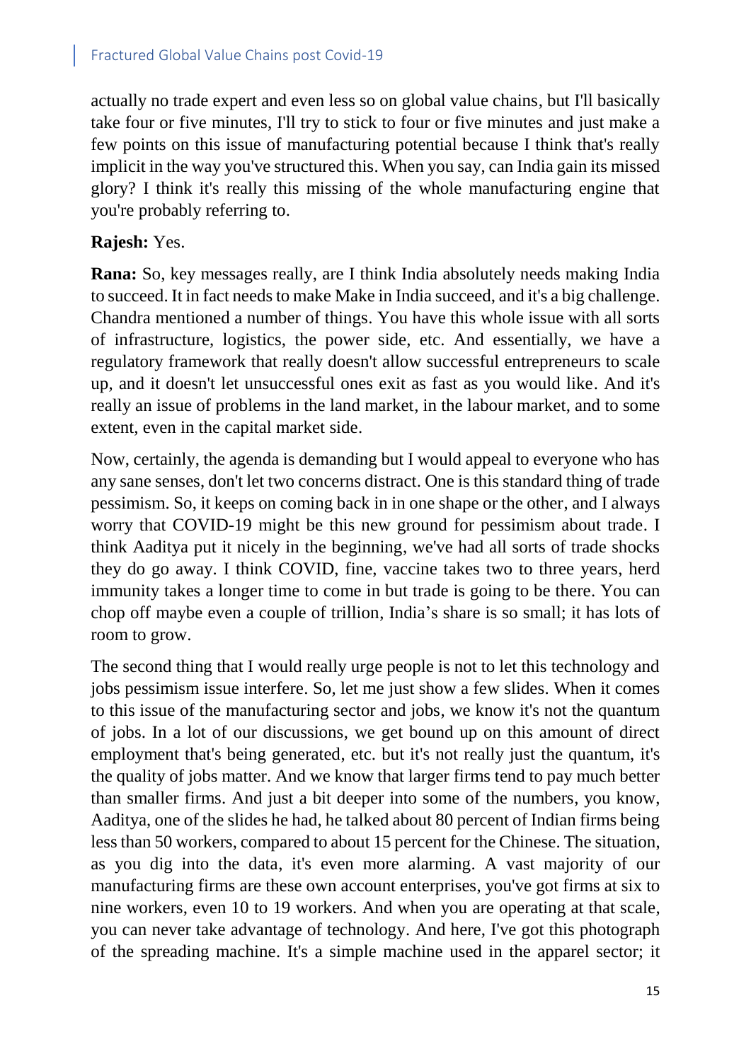actually no trade expert and even less so on global value chains, but I'll basically take four or five minutes, I'll try to stick to four or five minutes and just make a few points on this issue of manufacturing potential because I think that's really implicit in the way you've structured this. When you say, can India gain its missed glory? I think it's really this missing of the whole manufacturing engine that you're probably referring to.

**Rajesh:** Yes.

**Rana:** So, key messages really, are I think India absolutely needs making India to succeed. It in fact needs to make Make in India succeed, and it's a big challenge. Chandra mentioned a number of things. You have this whole issue with all sorts of infrastructure, logistics, the power side, etc. And essentially, we have a regulatory framework that really doesn't allow successful entrepreneurs to scale up, and it doesn't let unsuccessful ones exit as fast as you would like. And it's really an issue of problems in the land market, in the labour market, and to some extent, even in the capital market side.

Now, certainly, the agenda is demanding but I would appeal to everyone who has any sane senses, don't let two concerns distract. One is this standard thing of trade pessimism. So, it keeps on coming back in in one shape or the other, and I always worry that COVID-19 might be this new ground for pessimism about trade. I think Aaditya put it nicely in the beginning, we've had all sorts of trade shocks they do go away. I think COVID, fine, vaccine takes two to three years, herd immunity takes a longer time to come in but trade is going to be there. You can chop off maybe even a couple of trillion, India's share is so small; it has lots of room to grow.

The second thing that I would really urge people is not to let this technology and jobs pessimism issue interfere. So, let me just show a few slides. When it comes to this issue of the manufacturing sector and jobs, we know it's not the quantum of jobs. In a lot of our discussions, we get bound up on this amount of direct employment that's being generated, etc. but it's not really just the quantum, it's the quality of jobs matter. And we know that larger firms tend to pay much better than smaller firms. And just a bit deeper into some of the numbers, you know, Aaditya, one of the slides he had, he talked about 80 percent of Indian firms being less than 50 workers, compared to about 15 percent for the Chinese. The situation, as you dig into the data, it's even more alarming. A vast majority of our manufacturing firms are these own account enterprises, you've got firms at six to nine workers, even 10 to 19 workers. And when you are operating at that scale, you can never take advantage of technology. And here, I've got this photograph of the spreading machine. It's a simple machine used in the apparel sector; it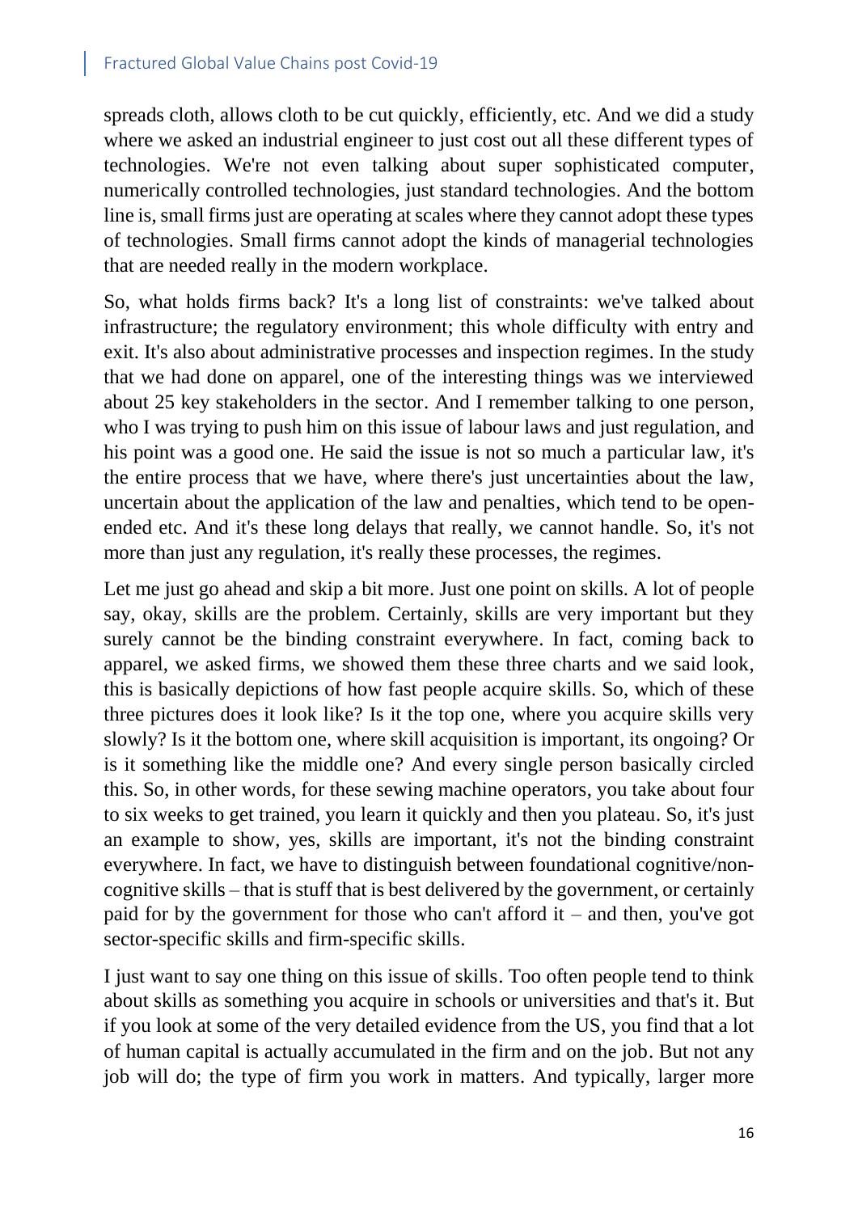spreads cloth, allows cloth to be cut quickly, efficiently, etc. And we did a study where we asked an industrial engineer to just cost out all these different types of technologies. We're not even talking about super sophisticated computer, numerically controlled technologies, just standard technologies. And the bottom line is, small firms just are operating at scales where they cannot adopt these types of technologies. Small firms cannot adopt the kinds of managerial technologies that are needed really in the modern workplace.

So, what holds firms back? It's a long list of constraints: we've talked about infrastructure; the regulatory environment; this whole difficulty with entry and exit. It's also about administrative processes and inspection regimes. In the study that we had done on apparel, one of the interesting things was we interviewed about 25 key stakeholders in the sector. And I remember talking to one person, who I was trying to push him on this issue of labour laws and just regulation, and his point was a good one. He said the issue is not so much a particular law, it's the entire process that we have, where there's just uncertainties about the law, uncertain about the application of the law and penalties, which tend to be open-ended etc. And it's these long delays that really, we cannot handle. So, it's not more than just any regulation, it's really these processes, the regimes.

Let me just go ahead and skip a bit more. Just one point on skills. A lot of people say, okay, skills are the problem. Certainly, skills are very important but they surely cannot be the binding constraint everywhere. In fact, coming back to apparel, we asked firms, we showed them these three charts and we said look, this is basically depictions of how fast people acquire skills. So, which of these three pictures does it look like? Is it the top one, where you acquire skills very slowly? Is it the bottom one, where skill acquisition is important, its ongoing? Or is it something like the middle one? And every single person basically circled this. So, in other words, for these sewing machine operators, you take about four to six weeks to get trained, you learn it quickly and then you plateau. So, it's just an example to show, yes, skills are important, it's not the binding constraint everywhere. In fact, we have to distinguish between foundational cognitive/non-cognitive skills – that is stuff that is best delivered by the government, or certainly paid for by the government for those who can't afford it – and then, you've got sector-specific skills and firm-specific skills.

I just want to say one thing on this issue of skills. Too often people tend to think about skills as something you acquire in schools or universities and that's it. But if you look at some of the very detailed evidence from the US, you find that a lot of human capital is actually accumulated in the firm and on the job. But not any job will do; the type of firm you work in matters. And typically, larger more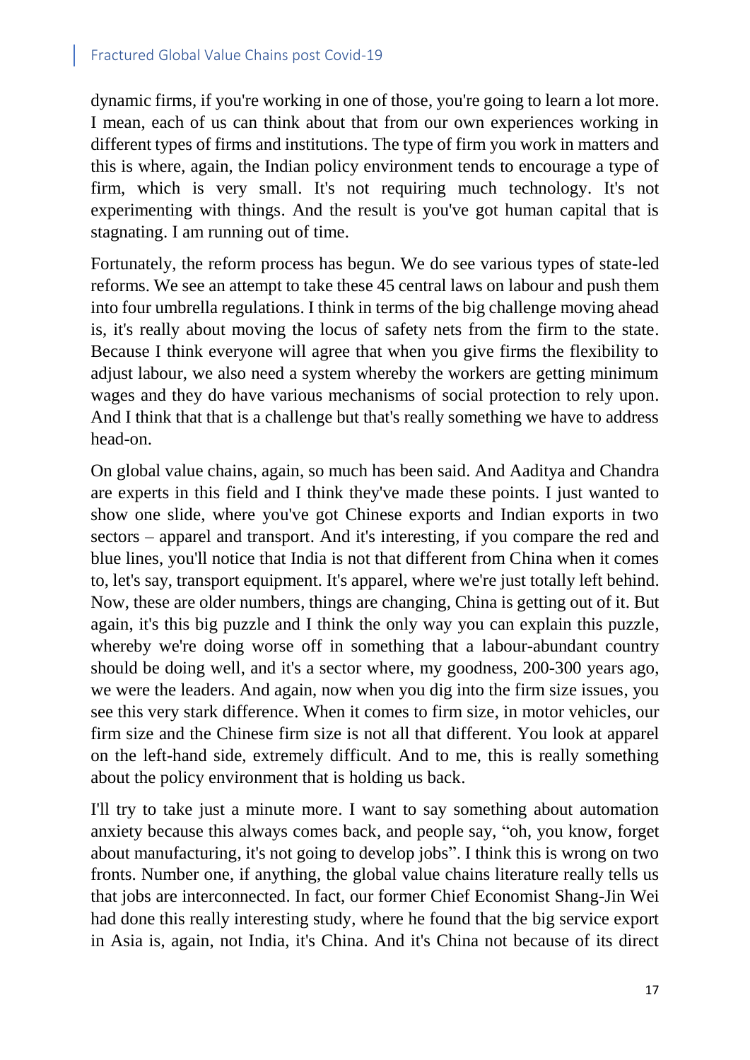dynamic firms, if you're working in one of those, you're going to learn a lot more. I mean, each of us can think about that from our own experiences working in different types of firms and institutions. The type of firm you work in matters and this is where, again, the Indian policy environment tends to encourage a type of firm, which is very small. It's not requiring much technology. It's not experimenting with things. And the result is you've got human capital that is stagnating. I am running out of time.

Fortunately, the reform process has begun. We do see various types of state-led reforms. We see an attempt to take these 45 central laws on labour and push them into four umbrella regulations. I think in terms of the big challenge moving ahead is, it's really about moving the locus of safety nets from the firm to the state. Because I think everyone will agree that when you give firms the flexibility to adjust labour, we also need a system whereby the workers are getting minimum wages and they do have various mechanisms of social protection to rely upon. And I think that that is a challenge but that's really something we have to address head-on.

On global value chains, again, so much has been said. And Aaditya and Chandra are experts in this field and I think they've made these points. I just wanted to show one slide, where you've got Chinese exports and Indian exports in two sectors – apparel and transport. And it's interesting, if you compare the red and blue lines, you'll notice that India is not that different from China when it comes to, let's say, transport equipment. It's apparel, where we're just totally left behind. Now, these are older numbers, things are changing, China is getting out of it. But again, it's this big puzzle and I think the only way you can explain this puzzle, whereby we're doing worse off in something that a labour-abundant country should be doing well, and it's a sector where, my goodness, 200-300 years ago, we were the leaders. And again, now when you dig into the firm size issues, you see this very stark difference. When it comes to firm size, in motor vehicles, our firm size and the Chinese firm size is not all that different. You look at apparel on the left-hand side, extremely difficult. And to me, this is really something about the policy environment that is holding us back.

I'll try to take just a minute more. I want to say something about automation anxiety because this always comes back, and people say, "oh, you know, forget about manufacturing, it's not going to develop jobs". I think this is wrong on two fronts. Number one, if anything, the global value chains literature really tells us that jobs are interconnected. In fact, our former Chief Economist Shang-Jin Wei had done this really interesting study, where he found that the big service export in Asia is, again, not India, it's China. And it's China not because of its direct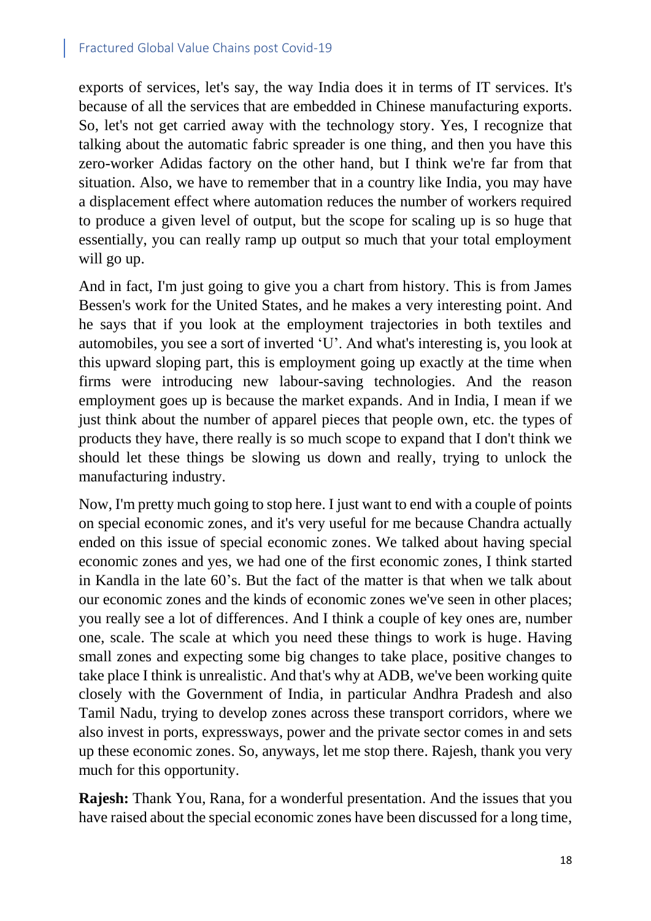exports of services, let's say, the way India does it in terms of IT services. It's because of all the services that are embedded in Chinese manufacturing exports. So, let's not get carried away with the technology story. Yes, I recognize that talking about the automatic fabric spreader is one thing, and then you have this zero-worker Adidas factory on the other hand, but I think we're far from that situation. Also, we have to remember that in a country like India, you may have a displacement effect where automation reduces the number of workers required to produce a given level of output, but the scope for scaling up is so huge that essentially, you can really ramp up output so much that your total employment will go up.

And in fact, I'm just going to give you a chart from history. This is from James Bessen's work for the United States, and he makes a very interesting point. And he says that if you look at the employment trajectories in both textiles and automobiles, you see a sort of inverted 'U'. And what's interesting is, you look at this upward sloping part, this is employment going up exactly at the time when firms were introducing new labour-saving technologies. And the reason employment goes up is because the market expands. And in India, I mean if we just think about the number of apparel pieces that people own, etc. the types of products they have, there really is so much scope to expand that I don't think we should let these things be slowing us down and really, trying to unlock the manufacturing industry.

Now, I'm pretty much going to stop here. I just want to end with a couple of points on special economic zones, and it's very useful for me because Chandra actually ended on this issue of special economic zones. We talked about having special economic zones and yes, we had one of the first economic zones, I think started in Kandla in the late 60's. But the fact of the matter is that when we talk about our economic zones and the kinds of economic zones we've seen in other places; you really see a lot of differences. And I think a couple of key ones are, number one, scale. The scale at which you need these things to work is huge. Having small zones and expecting some big changes to take place, positive changes to take place I think is unrealistic. And that's why at ADB, we've been working quite closely with the Government of India, in particular Andhra Pradesh and also Tamil Nadu, trying to develop zones across these transport corridors, where we also invest in ports, expressways, power and the private sector comes in and sets up these economic zones. So, anyways, let me stop there. Rajesh, thank you very much for this opportunity.

**Rajesh:** Thank You, Rana, for a wonderful presentation. And the issues that you have raised about the special economic zones have been discussed for a long time,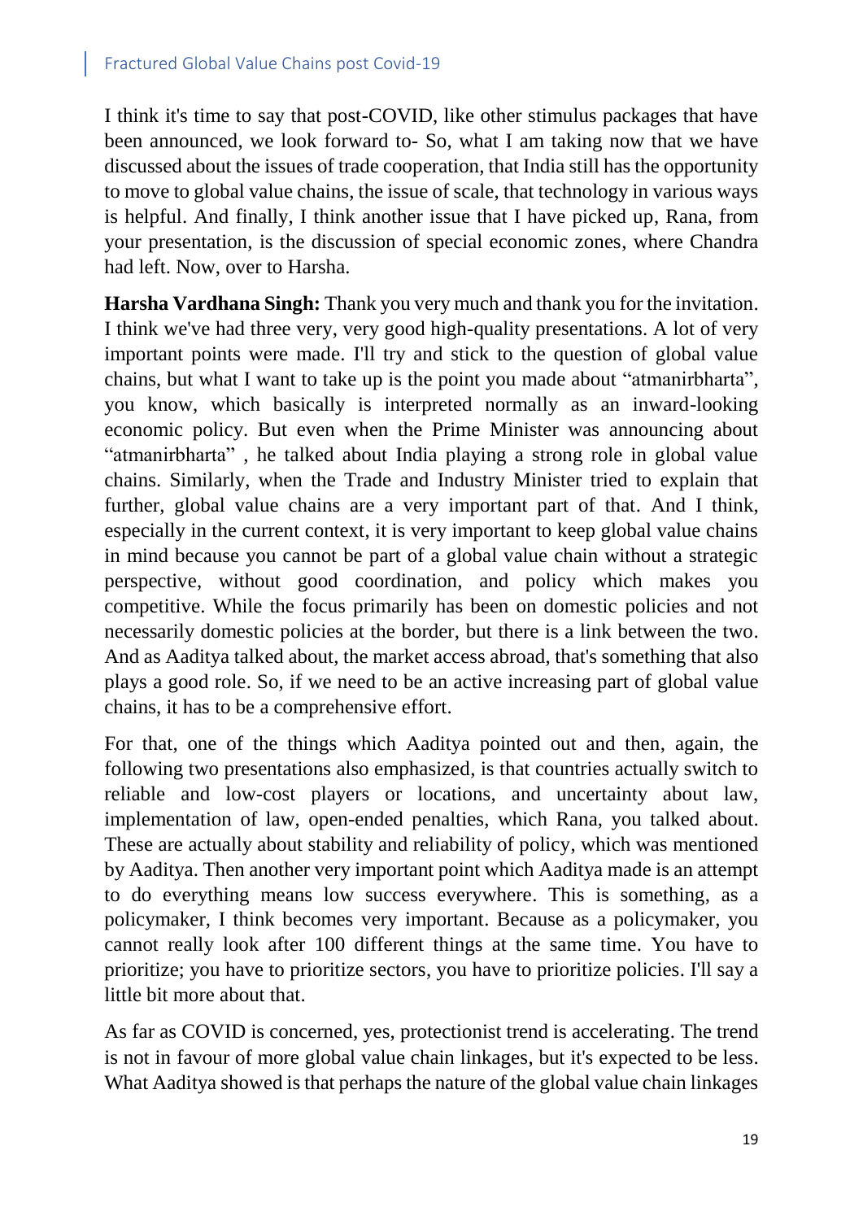I think it's time to say that post-COVID, like other stimulus packages that have been announced, we look forward to- So, what I am taking now that we have discussed about the issues of trade cooperation, that India still has the opportunity to move to global value chains, the issue of scale, that technology in various ways is helpful. And finally, I think another issue that I have picked up, Rana, from your presentation, is the discussion of special economic zones, where Chandra had left. Now, over to Harsha.

**Harsha Vardhana Singh:** Thank you very much and thank you for the invitation. I think we've had three very, very good high-quality presentations. A lot of very important points were made. I'll try and stick to the question of global value chains, but what I want to take up is the point you made about "atmanirbharta", you know, which basically is interpreted normally as an inward-looking economic policy. But even when the Prime Minister was announcing about "atmanirbharta" , he talked about India playing a strong role in global value chains. Similarly, when the Trade and Industry Minister tried to explain that further, global value chains are a very important part of that. And I think, especially in the current context, it is very important to keep global value chains in mind because you cannot be part of a global value chain without a strategic perspective, without good coordination, and policy which makes you competitive. While the focus primarily has been on domestic policies and not necessarily domestic policies at the border, but there is a link between the two. And as Aaditya talked about, the market access abroad, that's something that also plays a good role. So, if we need to be an active increasing part of global value chains, it has to be a comprehensive effort.

For that, one of the things which Aaditya pointed out and then, again, the following two presentations also emphasized, is that countries actually switch to reliable and low-cost players or locations, and uncertainty about law, implementation of law, open-ended penalties, which Rana, you talked about. These are actually about stability and reliability of policy, which was mentioned by Aaditya. Then another very important point which Aaditya made is an attempt to do everything means low success everywhere. This is something, as a policymaker, I think becomes very important. Because as a policymaker, you cannot really look after 100 different things at the same time. You have to prioritize; you have to prioritize sectors, you have to prioritize policies. I'll say a little bit more about that.

As far as COVID is concerned, yes, protectionist trend is accelerating. The trend is not in favour of more global value chain linkages, but it's expected to be less. What Aaditya showed is that perhaps the nature of the global value chain linkages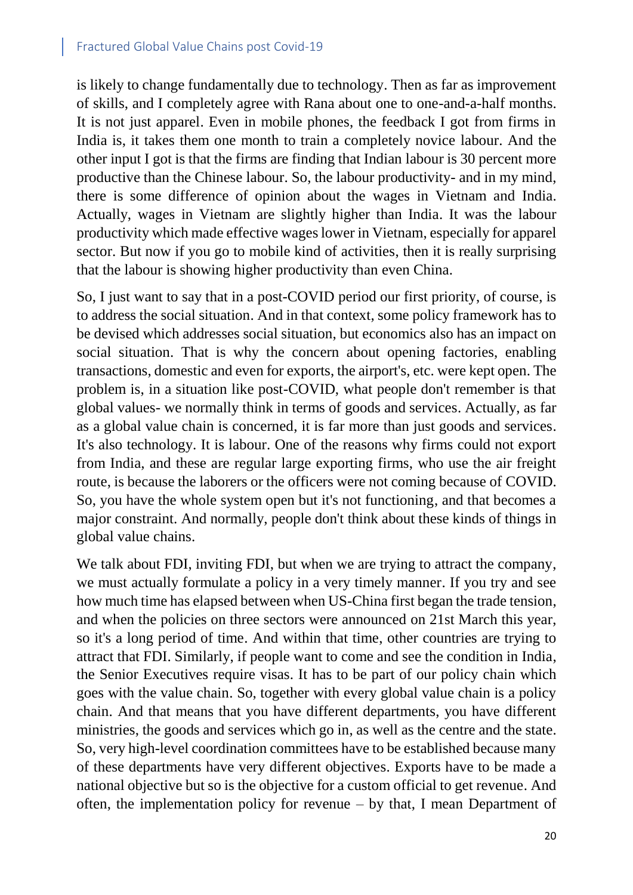is likely to change fundamentally due to technology. Then as far as improvement of skills, and I completely agree with Rana about one to one-and-a-half months. It is not just apparel. Even in mobile phones, the feedback I got from firms in India is, it takes them one month to train a completely novice labour. And the other input I got is that the firms are finding that Indian labour is 30 percent more productive than the Chinese labour. So, the labour productivity- and in my mind, there is some difference of opinion about the wages in Vietnam and India. Actually, wages in Vietnam are slightly higher than India. It was the labour productivity which made effective wages lower in Vietnam, especially for apparel sector. But now if you go to mobile kind of activities, then it is really surprising that the labour is showing higher productivity than even China.

So, I just want to say that in a post-COVID period our first priority, of course, is to address the social situation. And in that context, some policy framework has to be devised which addresses social situation, but economics also has an impact on social situation. That is why the concern about opening factories, enabling transactions, domestic and even for exports, the airport's, etc. were kept open. The problem is, in a situation like post-COVID, what people don't remember is that global values- we normally think in terms of goods and services. Actually, as far as a global value chain is concerned, it is far more than just goods and services. It's also technology. It is labour. One of the reasons why firms could not export from India, and these are regular large exporting firms, who use the air freight route, is because the laborers or the officers were not coming because of COVID. So, you have the whole system open but it's not functioning, and that becomes a major constraint. And normally, people don't think about these kinds of things in global value chains.

We talk about FDI, inviting FDI, but when we are trying to attract the company, we must actually formulate a policy in a very timely manner. If you try and see how much time has elapsed between when US-China first began the trade tension, and when the policies on three sectors were announced on 21st March this year, so it's a long period of time. And within that time, other countries are trying to attract that FDI. Similarly, if people want to come and see the condition in India, the Senior Executives require visas. It has to be part of our policy chain which goes with the value chain. So, together with every global value chain is a policy chain. And that means that you have different departments, you have different ministries, the goods and services which go in, as well as the centre and the state. So, very high-level coordination committees have to be established because many of these departments have very different objectives. Exports have to be made a national objective but so is the objective for a custom official to get revenue. And often, the implementation policy for revenue – by that, I mean Department of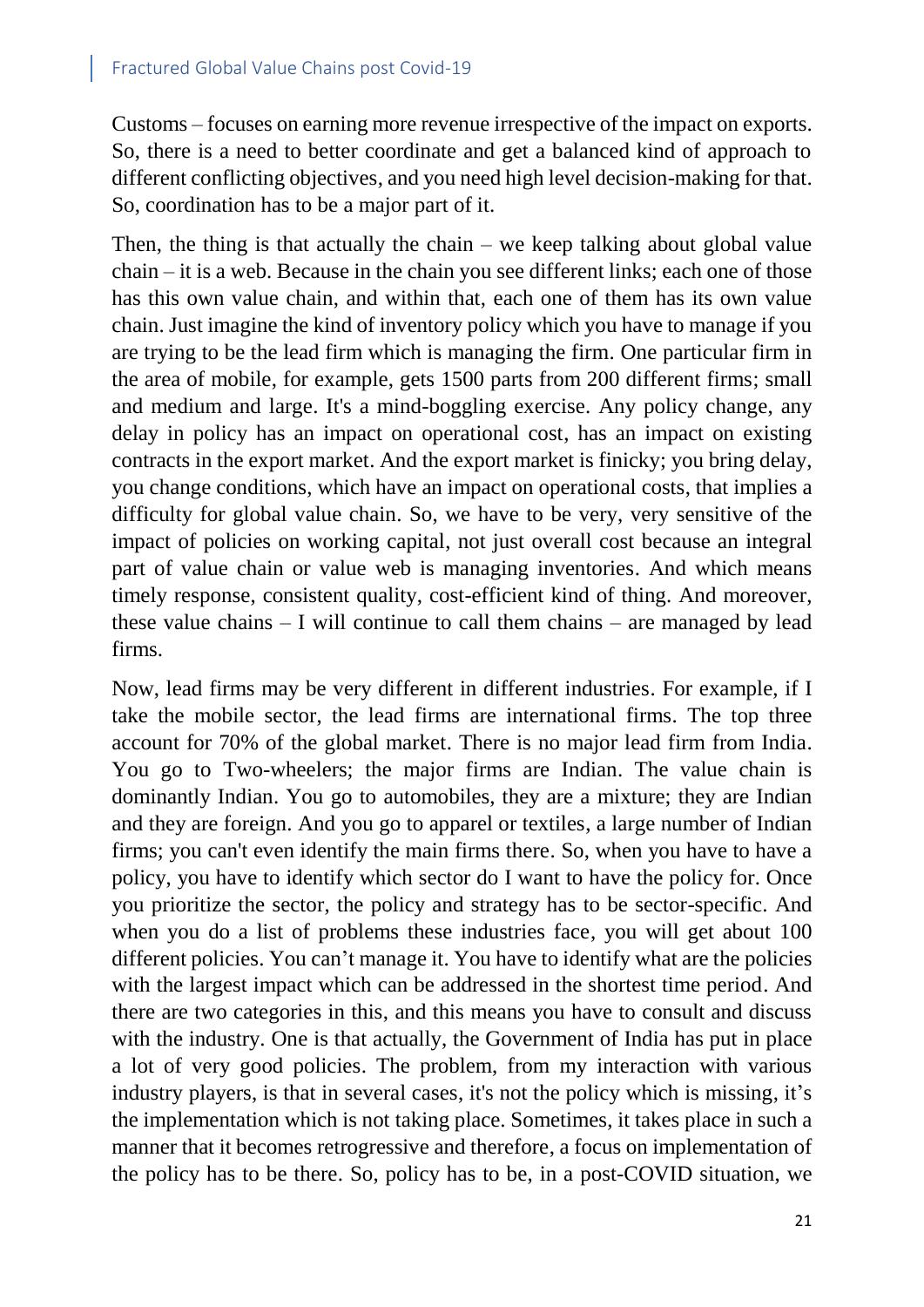Customs – focuses on earning more revenue irrespective of the impact on exports. So, there is a need to better coordinate and get a balanced kind of approach to different conflicting objectives, and you need high level decision-making for that. So, coordination has to be a major part of it.

Then, the thing is that actually the chain – we keep talking about global value chain – it is a web. Because in the chain you see different links; each one of those has this own value chain, and within that, each one of them has its own value chain. Just imagine the kind of inventory policy which you have to manage if you are trying to be the lead firm which is managing the firm. One particular firm in the area of mobile, for example, gets 1500 parts from 200 different firms; small and medium and large. It's a mind-boggling exercise. Any policy change, any delay in policy has an impact on operational cost, has an impact on existing contracts in the export market. And the export market is finicky; you bring delay, you change conditions, which have an impact on operational costs, that implies a difficulty for global value chain. So, we have to be very, very sensitive of the impact of policies on working capital, not just overall cost because an integral part of value chain or value web is managing inventories. And which means timely response, consistent quality, cost-efficient kind of thing. And moreover, these value chains – I will continue to call them chains – are managed by lead firms.

Now, lead firms may be very different in different industries. For example, if I take the mobile sector, the lead firms are international firms. The top three account for 70% of the global market. There is no major lead firm from India. You go to Two-wheelers; the major firms are Indian. The value chain is dominantly Indian. You go to automobiles, they are a mixture; they are Indian and they are foreign. And you go to apparel or textiles, a large number of Indian firms; you can't even identify the main firms there. So, when you have to have a policy, you have to identify which sector do I want to have the policy for. Once you prioritize the sector, the policy and strategy has to be sector-specific. And when you do a list of problems these industries face, you will get about 100 different policies. You can't manage it. You have to identify what are the policies with the largest impact which can be addressed in the shortest time period. And there are two categories in this, and this means you have to consult and discuss with the industry. One is that actually, the Government of India has put in place a lot of very good policies. The problem, from my interaction with various industry players, is that in several cases, it's not the policy which is missing, it's the implementation which is not taking place. Sometimes, it takes place in such a manner that it becomes retrogressive and therefore, a focus on implementation of the policy has to be there. So, policy has to be, in a post-COVID situation, we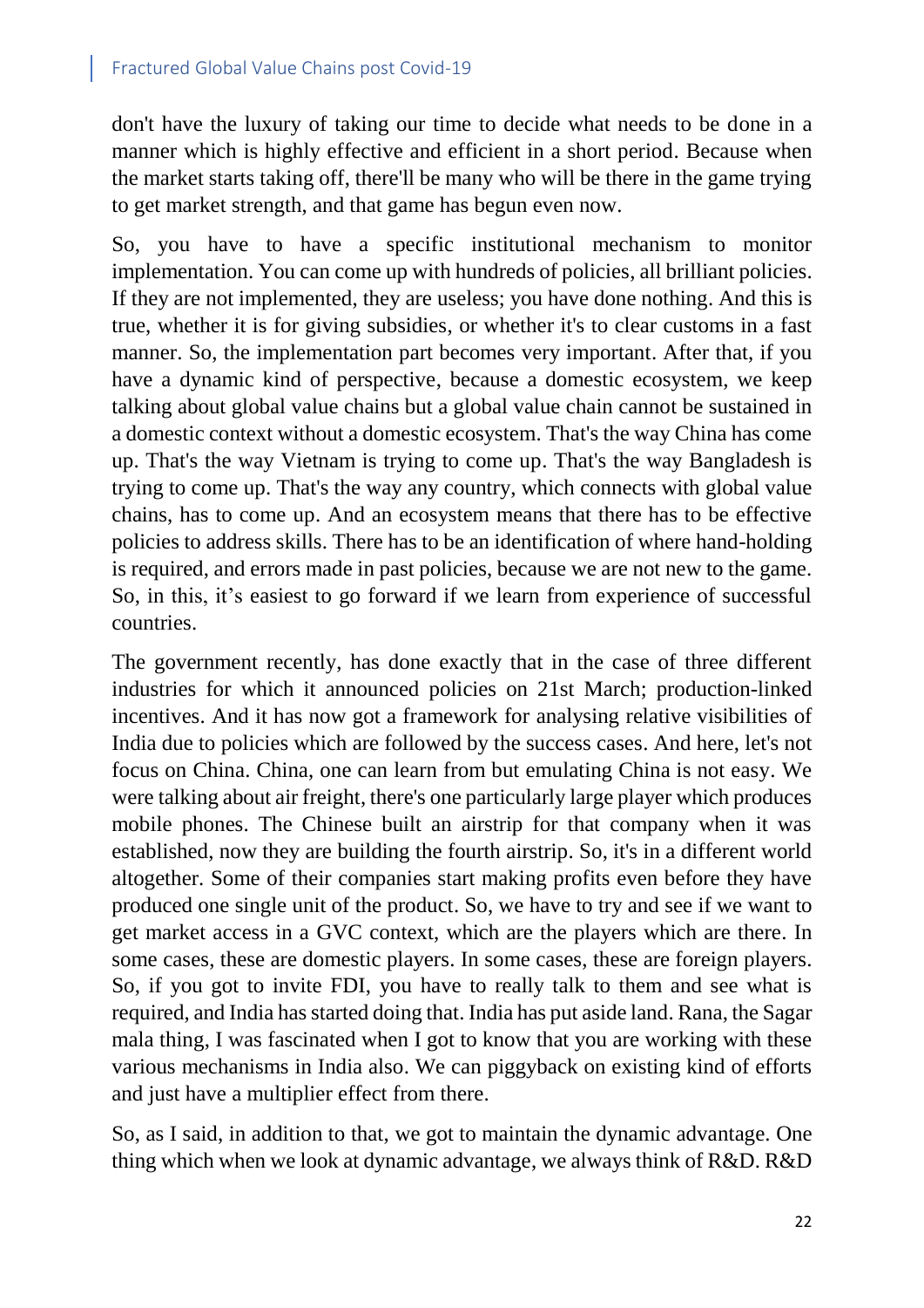don't have the luxury of taking our time to decide what needs to be done in a manner which is highly effective and efficient in a short period. Because when the market starts taking off, there'll be many who will be there in the game trying to get market strength, and that game has begun even now.

So, you have to have a specific institutional mechanism to monitor implementation. You can come up with hundreds of policies, all brilliant policies. If they are not implemented, they are useless; you have done nothing. And this is true, whether it is for giving subsidies, or whether it's to clear customs in a fast manner. So, the implementation part becomes very important. After that, if you have a dynamic kind of perspective, because a domestic ecosystem, we keep talking about global value chains but a global value chain cannot be sustained in a domestic context without a domestic ecosystem. That's the way China has come up. That's the way Vietnam is trying to come up. That's the way Bangladesh is trying to come up. That's the way any country, which connects with global value chains, has to come up. And an ecosystem means that there has to be effective policies to address skills. There has to be an identification of where hand-holding is required, and errors made in past policies, because we are not new to the game. So, in this, it's easiest to go forward if we learn from experience of successful countries.

The government recently, has done exactly that in the case of three different industries for which it announced policies on 21st March; production-linked incentives. And it has now got a framework for analysing relative visibilities of India due to policies which are followed by the success cases. And here, let's not focus on China. China, one can learn from but emulating China is not easy. We were talking about air freight, there's one particularly large player which produces mobile phones. The Chinese built an airstrip for that company when it was established, now they are building the fourth airstrip. So, it's in a different world altogether. Some of their companies start making profits even before they have produced one single unit of the product. So, we have to try and see if we want to get market access in a GVC context, which are the players which are there. In some cases, these are domestic players. In some cases, these are foreign players. So, if you got to invite FDI, you have to really talk to them and see what is required, and India has started doing that. India has put aside land. Rana, the Sagar mala thing, I was fascinated when I got to know that you are working with these various mechanisms in India also. We can piggyback on existing kind of efforts and just have a multiplier effect from there.

So, as I said, in addition to that, we got to maintain the dynamic advantage. One thing which when we look at dynamic advantage, we always think of R&D. R&D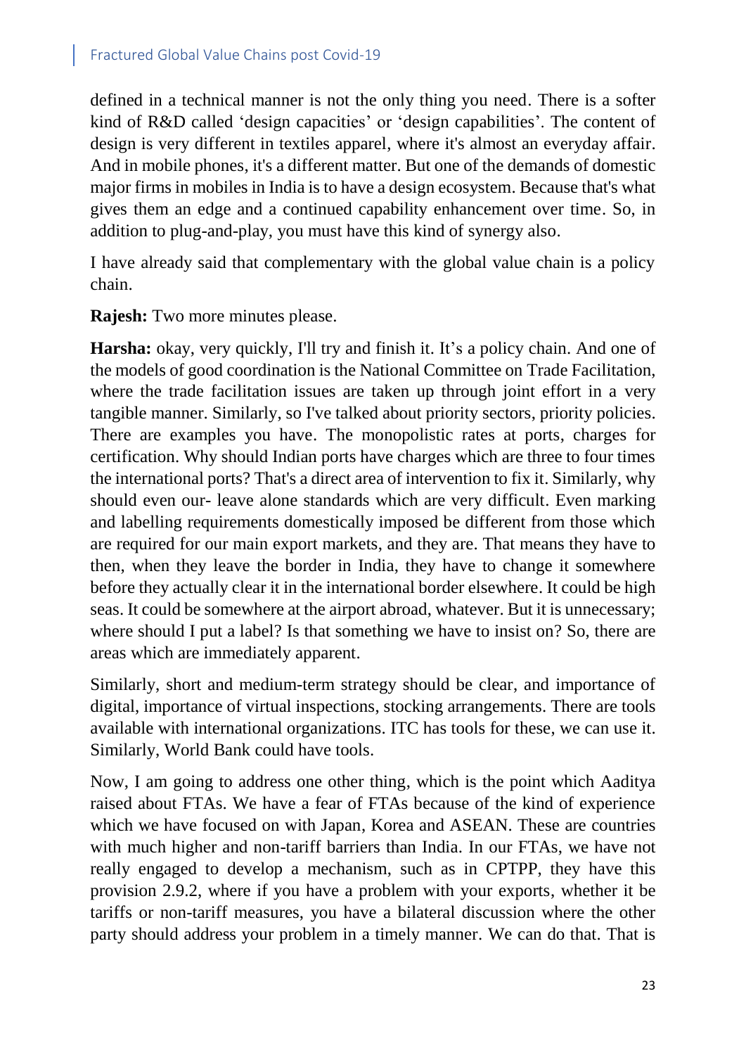defined in a technical manner is not the only thing you need. There is a softer kind of R&D called 'design capacities' or 'design capabilities'. The content of design is very different in textiles apparel, where it's almost an everyday affair. And in mobile phones, it's a different matter. But one of the demands of domestic major firms in mobiles in India is to have a design ecosystem. Because that's what gives them an edge and a continued capability enhancement over time. So, in addition to plug-and-play, you must have this kind of synergy also.

I have already said that complementary with the global value chain is a policy chain.

**Rajesh:** Two more minutes please.

**Harsha:** okay, very quickly, I'll try and finish it. It's a policy chain. And one of the models of good coordination is the National Committee on Trade Facilitation, where the trade facilitation issues are taken up through joint effort in a very tangible manner. Similarly, so I've talked about priority sectors, priority policies. There are examples you have. The monopolistic rates at ports, charges for certification. Why should Indian ports have charges which are three to four times the international ports? That's a direct area of intervention to fix it. Similarly, why should even our- leave alone standards which are very difficult. Even marking and labelling requirements domestically imposed be different from those which are required for our main export markets, and they are. That means they have to then, when they leave the border in India, they have to change it somewhere before they actually clear it in the international border elsewhere. It could be high seas. It could be somewhere at the airport abroad, whatever. But it is unnecessary; where should I put a label? Is that something we have to insist on? So, there are areas which are immediately apparent.

Similarly, short and medium-term strategy should be clear, and importance of digital, importance of virtual inspections, stocking arrangements. There are tools available with international organizations. ITC has tools for these, we can use it. Similarly, World Bank could have tools.

Now, I am going to address one other thing, which is the point which Aaditya raised about FTAs. We have a fear of FTAs because of the kind of experience which we have focused on with Japan, Korea and ASEAN. These are countries with much higher and non-tariff barriers than India. In our FTAs, we have not really engaged to develop a mechanism, such as in CPTPP, they have this provision 2.9.2, where if you have a problem with your exports, whether it be tariffs or non-tariff measures, you have a bilateral discussion where the other party should address your problem in a timely manner. We can do that. That is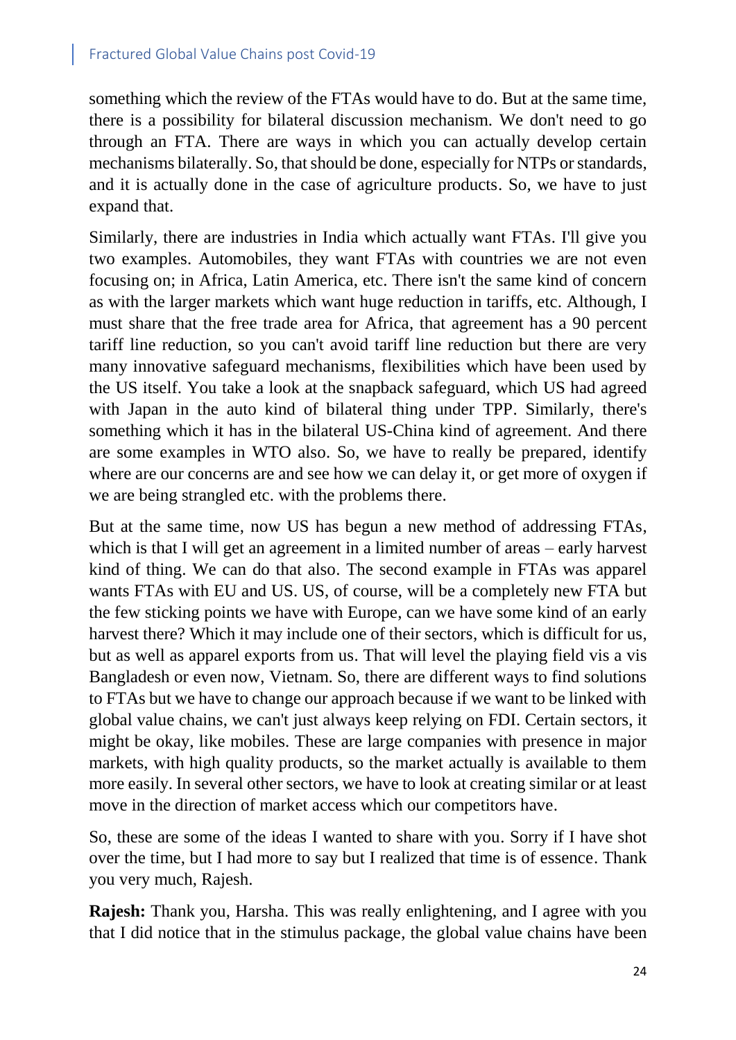something which the review of the FTAs would have to do. But at the same time, there is a possibility for bilateral discussion mechanism. We don't need to go through an FTA. There are ways in which you can actually develop certain mechanisms bilaterally. So, that should be done, especially for NTPs or standards, and it is actually done in the case of agriculture products. So, we have to just expand that.

Similarly, there are industries in India which actually want FTAs. I'll give you two examples. Automobiles, they want FTAs with countries we are not even focusing on; in Africa, Latin America, etc. There isn't the same kind of concern as with the larger markets which want huge reduction in tariffs, etc. Although, I must share that the free trade area for Africa, that agreement has a 90 percent tariff line reduction, so you can't avoid tariff line reduction but there are very many innovative safeguard mechanisms, flexibilities which have been used by the US itself. You take a look at the snapback safeguard, which US had agreed with Japan in the auto kind of bilateral thing under TPP. Similarly, there's something which it has in the bilateral US-China kind of agreement. And there are some examples in WTO also. So, we have to really be prepared, identify where are our concerns are and see how we can delay it, or get more of oxygen if we are being strangled etc. with the problems there.

But at the same time, now US has begun a new method of addressing FTAs, which is that I will get an agreement in a limited number of areas – early harvest kind of thing. We can do that also. The second example in FTAs was apparel wants FTAs with EU and US. US, of course, will be a completely new FTA but the few sticking points we have with Europe, can we have some kind of an early harvest there? Which it may include one of their sectors, which is difficult for us, but as well as apparel exports from us. That will level the playing field vis a vis Bangladesh or even now, Vietnam. So, there are different ways to find solutions to FTAs but we have to change our approach because if we want to be linked with global value chains, we can't just always keep relying on FDI. Certain sectors, it might be okay, like mobiles. These are large companies with presence in major markets, with high quality products, so the market actually is available to them more easily. In several other sectors, we have to look at creating similar or at least move in the direction of market access which our competitors have.

So, these are some of the ideas I wanted to share with you. Sorry if I have shot over the time, but I had more to say but I realized that time is of essence. Thank you very much, Rajesh.

**Rajesh:** Thank you, Harsha. This was really enlightening, and I agree with you that I did notice that in the stimulus package, the global value chains have been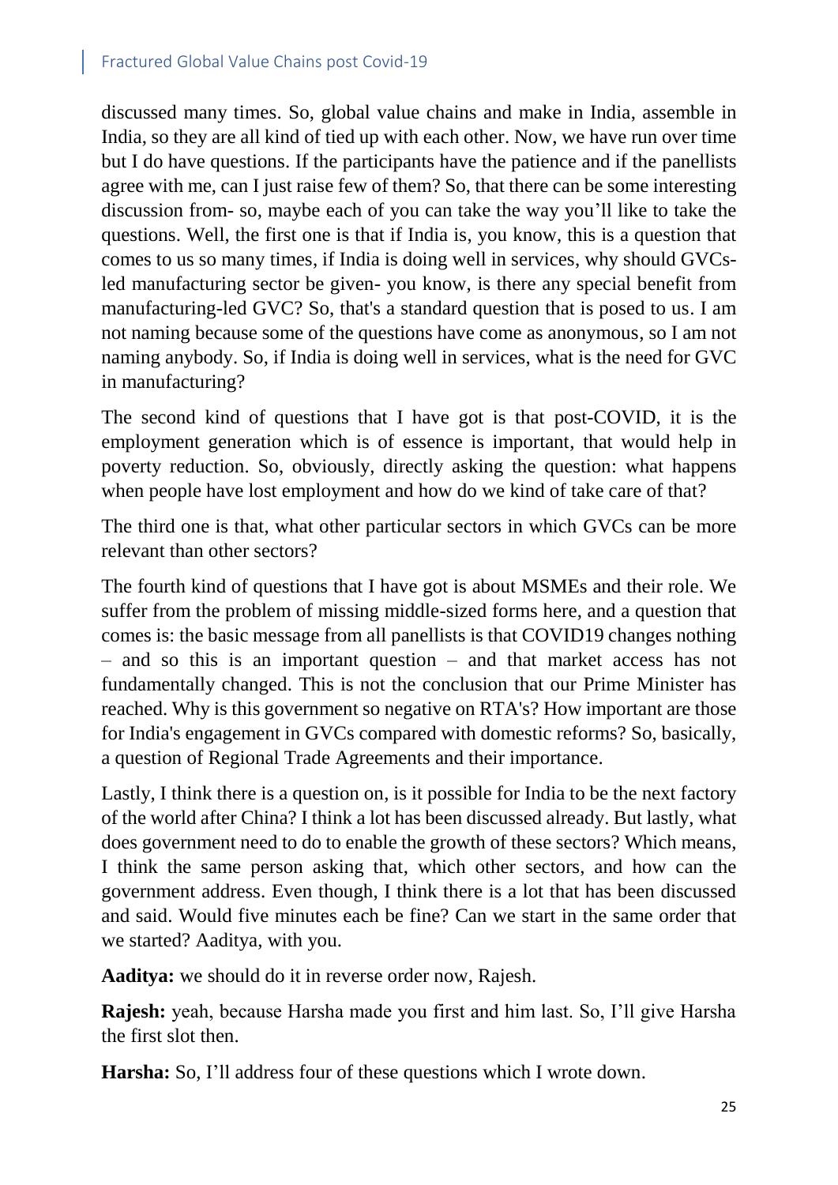discussed many times. So, global value chains and make in India, assemble in India, so they are all kind of tied up with each other. Now, we have run over time but I do have questions. If the participants have the patience and if the panellists agree with me, can I just raise few of them? So, that there can be some interesting discussion from- so, maybe each of you can take the way you'll like to take the questions. Well, the first one is that if India is, you know, this is a question that comes to us so many times, if India is doing well in services, why should GVCs-led manufacturing sector be given- you know, is there any special benefit from manufacturing-led GVC? So, that's a standard question that is posed to us. I am not naming because some of the questions have come as anonymous, so I am not naming anybody. So, if India is doing well in services, what is the need for GVC in manufacturing?

The second kind of questions that I have got is that post-COVID, it is the employment generation which is of essence is important, that would help in poverty reduction. So, obviously, directly asking the question: what happens when people have lost employment and how do we kind of take care of that?

The third one is that, what other particular sectors in which GVCs can be more relevant than other sectors?

The fourth kind of questions that I have got is about MSMEs and their role. We suffer from the problem of missing middle-sized forms here, and a question that comes is: the basic message from all panellists is that COVID19 changes nothing – and so this is an important question – and that market access has not fundamentally changed. This is not the conclusion that our Prime Minister has reached. Why is this government so negative on RTA's? How important are those for India's engagement in GVCs compared with domestic reforms? So, basically, a question of Regional Trade Agreements and their importance.

Lastly, I think there is a question on, is it possible for India to be the next factory of the world after China? I think a lot has been discussed already. But lastly, what does government need to do to enable the growth of these sectors? Which means, I think the same person asking that, which other sectors, and how can the government address. Even though, I think there is a lot that has been discussed and said. Would five minutes each be fine? Can we start in the same order that we started? Aaditya, with you.

**Aaditya:** we should do it in reverse order now, Rajesh.

**Rajesh:** yeah, because Harsha made you first and him last. So, I'll give Harsha the first slot then.

**Harsha:** So, I'll address four of these questions which I wrote down.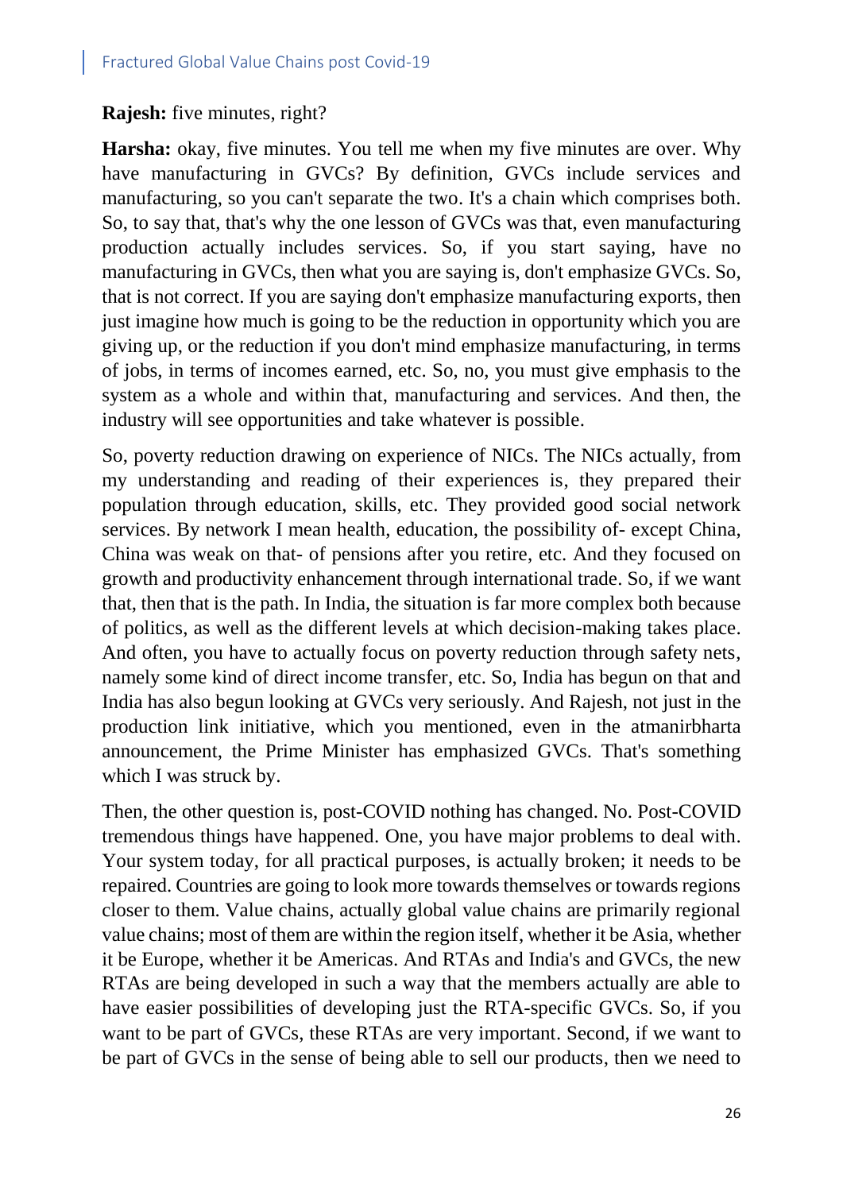**Rajesh:** five minutes, right?

**Harsha:** okay, five minutes. You tell me when my five minutes are over. Why have manufacturing in GVCs? By definition, GVCs include services and manufacturing, so you can't separate the two. It's a chain which comprises both. So, to say that, that's why the one lesson of GVCs was that, even manufacturing production actually includes services. So, if you start saying, have no manufacturing in GVCs, then what you are saying is, don't emphasize GVCs. So, that is not correct. If you are saying don't emphasize manufacturing exports, then just imagine how much is going to be the reduction in opportunity which you are giving up, or the reduction if you don't mind emphasize manufacturing, in terms of jobs, in terms of incomes earned, etc. So, no, you must give emphasis to the system as a whole and within that, manufacturing and services. And then, the industry will see opportunities and take whatever is possible.

So, poverty reduction drawing on experience of NICs. The NICs actually, from my understanding and reading of their experiences is, they prepared their population through education, skills, etc. They provided good social network services. By network I mean health, education, the possibility of- except China, China was weak on that- of pensions after you retire, etc. And they focused on growth and productivity enhancement through international trade. So, if we want that, then that is the path. In India, the situation is far more complex both because of politics, as well as the different levels at which decision-making takes place. And often, you have to actually focus on poverty reduction through safety nets, namely some kind of direct income transfer, etc. So, India has begun on that and India has also begun looking at GVCs very seriously. And Rajesh, not just in the production link initiative, which you mentioned, even in the atmanirbharta announcement, the Prime Minister has emphasized GVCs. That's something which I was struck by.

Then, the other question is, post-COVID nothing has changed. No. Post-COVID tremendous things have happened. One, you have major problems to deal with. Your system today, for all practical purposes, is actually broken; it needs to be repaired. Countries are going to look more towards themselves or towards regions closer to them. Value chains, actually global value chains are primarily regional value chains; most of them are within the region itself, whether it be Asia, whether it be Europe, whether it be Americas. And RTAs and India's and GVCs, the new RTAs are being developed in such a way that the members actually are able to have easier possibilities of developing just the RTA-specific GVCs. So, if you want to be part of GVCs, these RTAs are very important. Second, if we want to be part of GVCs in the sense of being able to sell our products, then we need to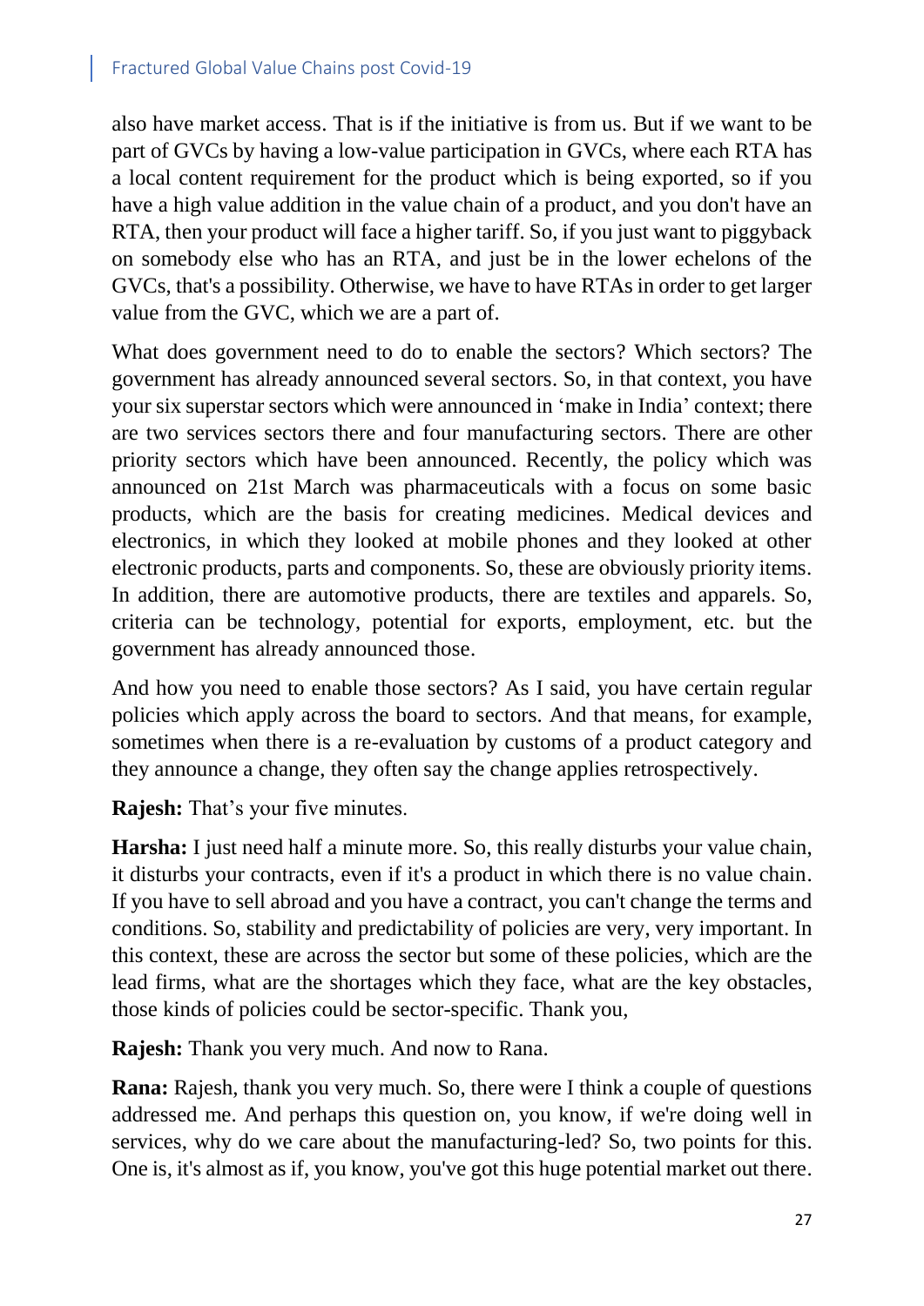also have market access. That is if the initiative is from us. But if we want to be part of GVCs by having a low-value participation in GVCs, where each RTA has a local content requirement for the product which is being exported, so if you have a high value addition in the value chain of a product, and you don't have an RTA, then your product will face a higher tariff. So, if you just want to piggyback on somebody else who has an RTA, and just be in the lower echelons of the GVCs, that's a possibility. Otherwise, we have to have RTAs in order to get larger value from the GVC, which we are a part of.

What does government need to do to enable the sectors? Which sectors? The government has already announced several sectors. So, in that context, you have your six superstar sectors which were announced in 'make in India' context; there are two services sectors there and four manufacturing sectors. There are other priority sectors which have been announced. Recently, the policy which was announced on 21st March was pharmaceuticals with a focus on some basic products, which are the basis for creating medicines. Medical devices and electronics, in which they looked at mobile phones and they looked at other electronic products, parts and components. So, these are obviously priority items. In addition, there are automotive products, there are textiles and apparels. So, criteria can be technology, potential for exports, employment, etc. but the government has already announced those.

And how you need to enable those sectors? As I said, you have certain regular policies which apply across the board to sectors. And that means, for example, sometimes when there is a re-evaluation by customs of a product category and they announce a change, they often say the change applies retrospectively.

**Rajesh:** That's your five minutes.

**Harsha:** I just need half a minute more. So, this really disturbs your value chain, it disturbs your contracts, even if it's a product in which there is no value chain. If you have to sell abroad and you have a contract, you can't change the terms and conditions. So, stability and predictability of policies are very, very important. In this context, these are across the sector but some of these policies, which are the lead firms, what are the shortages which they face, what are the key obstacles, those kinds of policies could be sector-specific. Thank you,

**Rajesh:** Thank you very much. And now to Rana.

**Rana:** Rajesh, thank you very much. So, there were I think a couple of questions addressed me. And perhaps this question on, you know, if we're doing well in services, why do we care about the manufacturing-led? So, two points for this. One is, it's almost as if, you know, you've got this huge potential market out there.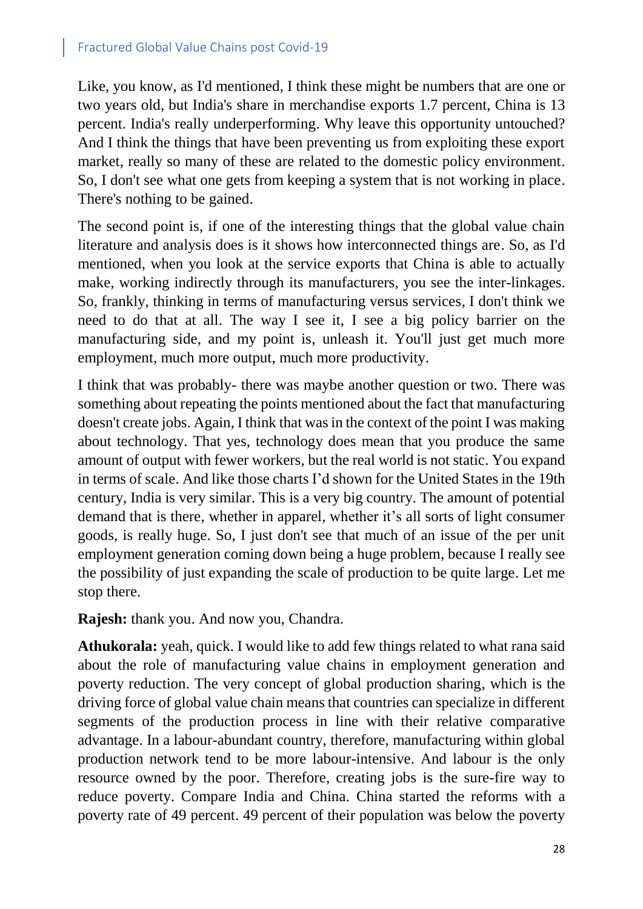Like, you know, as I'd mentioned, I think these might be numbers that are one or two years old, but India's share in merchandise exports 1.7 percent, China is 13 percent. India's really underperforming. Why leave this opportunity untouched? And I think the things that have been preventing us from exploiting these export market, really so many of these are related to the domestic policy environment. So, I don't see what one gets from keeping a system that is not working in place. There's nothing to be gained.

The second point is, if one of the interesting things that the global value chain literature and analysis does is it shows how interconnected things are. So, as I'd mentioned, when you look at the service exports that China is able to actually make, working indirectly through its manufacturers, you see the inter-linkages. So, frankly, thinking in terms of manufacturing versus services, I don't think we need to do that at all. The way I see it, I see a big policy barrier on the manufacturing side, and my point is, unleash it. You'll just get much more employment, much more output, much more productivity.

I think that was probably- there was maybe another question or two. There was something about repeating the points mentioned about the fact that manufacturing doesn't create jobs. Again, I think that was in the context of the point I was making about technology. That yes, technology does mean that you produce the same amount of output with fewer workers, but the real world is not static. You expand in terms of scale. And like those charts I'd shown for the United States in the 19th century, India is very similar. This is a very big country. The amount of potential demand that is there, whether in apparel, whether it's all sorts of light consumer goods, is really huge. So, I just don't see that much of an issue of the per unit employment generation coming down being a huge problem, because I really see the possibility of just expanding the scale of production to be quite large. Let me stop there.

**Rajesh:** thank you. And now you, Chandra.

**Athukorala:** yeah, quick. I would like to add few things related to what rana said about the role of manufacturing value chains in employment generation and poverty reduction. The very concept of global production sharing, which is the driving force of global value chain means that countries can specialize in different segments of the production process in line with their relative comparative advantage. In a labour-abundant country, therefore, manufacturing within global production network tend to be more labour-intensive. And labour is the only resource owned by the poor. Therefore, creating jobs is the sure-fire way to reduce poverty. Compare India and China. China started the reforms with a poverty rate of 49 percent. 49 percent of their population was below the poverty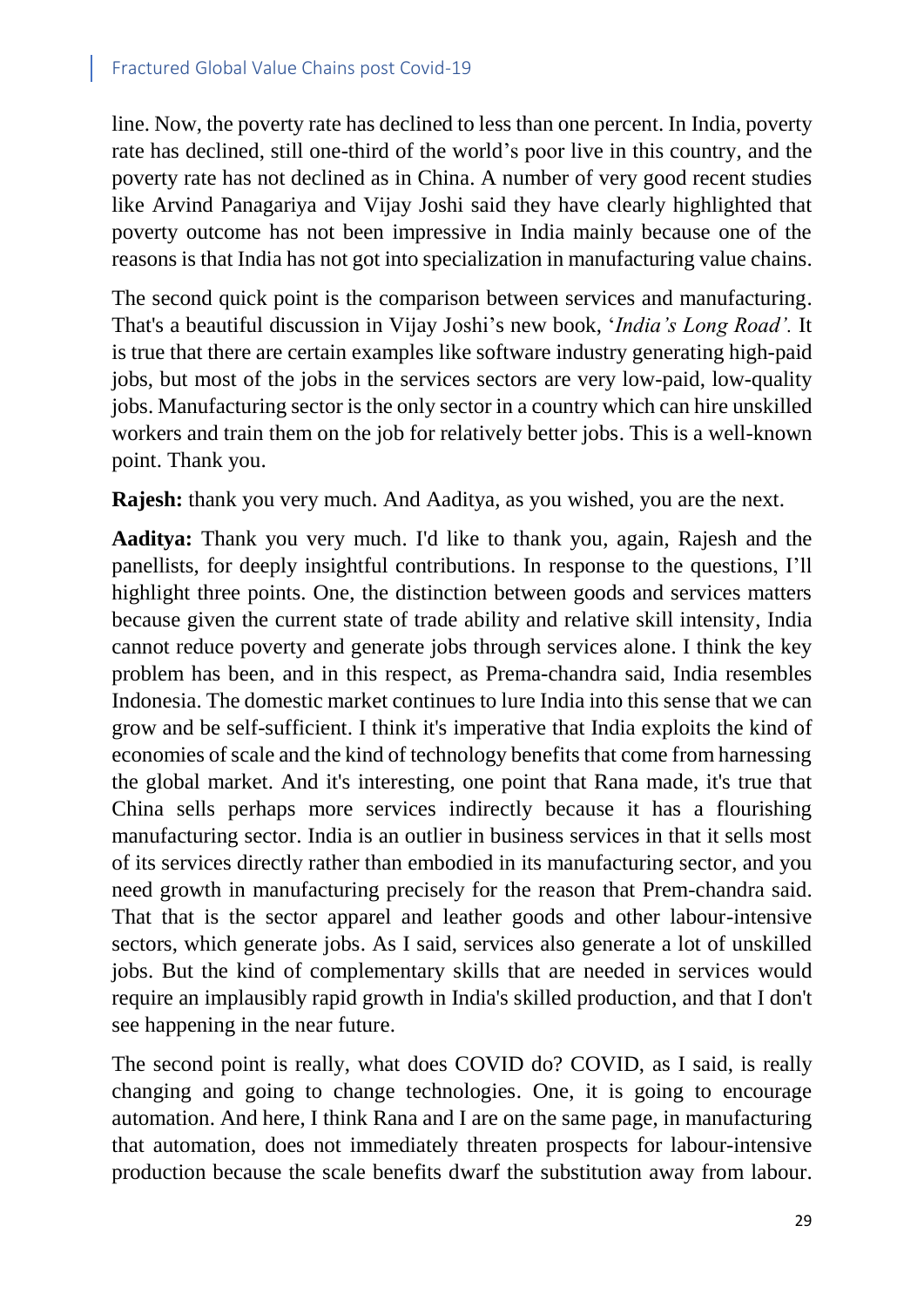line. Now, the poverty rate has declined to less than one percent. In India, poverty rate has declined, still one-third of the world's poor live in this country, and the poverty rate has not declined as in China. A number of very good recent studies like Arvind Panagariya and Vijay Joshi said they have clearly highlighted that poverty outcome has not been impressive in India mainly because one of the reasons is that India has not got into specialization in manufacturing value chains.

The second quick point is the comparison between services and manufacturing. That's a beautiful discussion in Vijay Joshi's new book, '*India's Long Road'.* It is true that there are certain examples like software industry generating high-paid jobs, but most of the jobs in the services sectors are very low-paid, low-quality jobs. Manufacturing sector is the only sector in a country which can hire unskilled workers and train them on the job for relatively better jobs. This is a well-known point. Thank you.

**Rajesh:** thank you very much. And Aaditya, as you wished, you are the next.

**Aaditya:** Thank you very much. I'd like to thank you, again, Rajesh and the panellists, for deeply insightful contributions. In response to the questions, I'll highlight three points. One, the distinction between goods and services matters because given the current state of trade ability and relative skill intensity, India cannot reduce poverty and generate jobs through services alone. I think the key problem has been, and in this respect, as Prema-chandra said, India resembles Indonesia. The domestic market continues to lure India into this sense that we can grow and be self-sufficient. I think it's imperative that India exploits the kind of economies of scale and the kind of technology benefits that come from harnessing the global market. And it's interesting, one point that Rana made, it's true that China sells perhaps more services indirectly because it has a flourishing manufacturing sector. India is an outlier in business services in that it sells most of its services directly rather than embodied in its manufacturing sector, and you need growth in manufacturing precisely for the reason that Prem-chandra said. That that is the sector apparel and leather goods and other labour-intensive sectors, which generate jobs. As I said, services also generate a lot of unskilled jobs. But the kind of complementary skills that are needed in services would require an implausibly rapid growth in India's skilled production, and that I don't see happening in the near future.

The second point is really, what does COVID do? COVID, as I said, is really changing and going to change technologies. One, it is going to encourage automation. And here, I think Rana and I are on the same page, in manufacturing that automation, does not immediately threaten prospects for labour-intensive production because the scale benefits dwarf the substitution away from labour.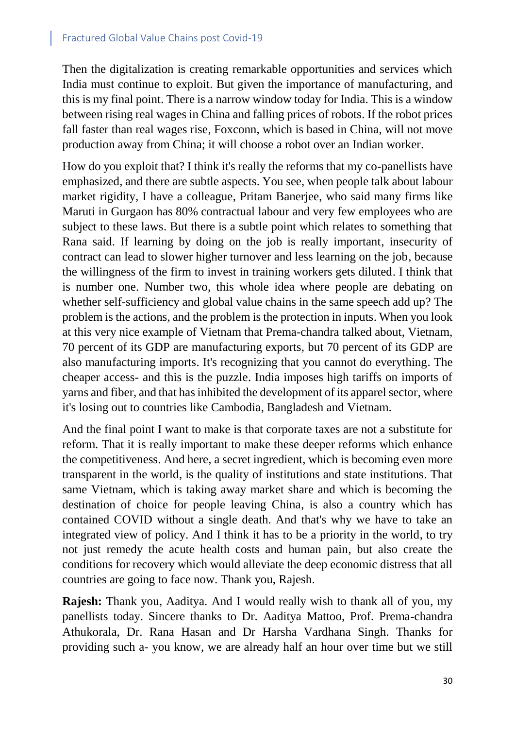Then the digitalization is creating remarkable opportunities and services which India must continue to exploit. But given the importance of manufacturing, and this is my final point. There is a narrow window today for India. This is a window between rising real wages in China and falling prices of robots. If the robot prices fall faster than real wages rise, Foxconn, which is based in China, will not move production away from China; it will choose a robot over an Indian worker.

How do you exploit that? I think it's really the reforms that my co-panellists have emphasized, and there are subtle aspects. You see, when people talk about labour market rigidity, I have a colleague, Pritam Banerjee, who said many firms like Maruti in Gurgaon has 80% contractual labour and very few employees who are subject to these laws. But there is a subtle point which relates to something that Rana said. If learning by doing on the job is really important, insecurity of contract can lead to slower higher turnover and less learning on the job, because the willingness of the firm to invest in training workers gets diluted. I think that is number one. Number two, this whole idea where people are debating on whether self-sufficiency and global value chains in the same speech add up? The problem is the actions, and the problem is the protection in inputs. When you look at this very nice example of Vietnam that Prema-chandra talked about, Vietnam, 70 percent of its GDP are manufacturing exports, but 70 percent of its GDP are also manufacturing imports. It's recognizing that you cannot do everything. The cheaper access- and this is the puzzle. India imposes high tariffs on imports of yarns and fiber, and that has inhibited the development of its apparel sector, where it's losing out to countries like Cambodia, Bangladesh and Vietnam.

And the final point I want to make is that corporate taxes are not a substitute for reform. That it is really important to make these deeper reforms which enhance the competitiveness. And here, a secret ingredient, which is becoming even more transparent in the world, is the quality of institutions and state institutions. That same Vietnam, which is taking away market share and which is becoming the destination of choice for people leaving China, is also a country which has contained COVID without a single death. And that's why we have to take an integrated view of policy. And I think it has to be a priority in the world, to try not just remedy the acute health costs and human pain, but also create the conditions for recovery which would alleviate the deep economic distress that all countries are going to face now. Thank you, Rajesh.

**Rajesh:** Thank you, Aaditya. And I would really wish to thank all of you, my panellists today. Sincere thanks to Dr. Aaditya Mattoo, Prof. Prema-chandra Athukorala, Dr. Rana Hasan and Dr Harsha Vardhana Singh. Thanks for providing such a- you know, we are already half an hour over time but we still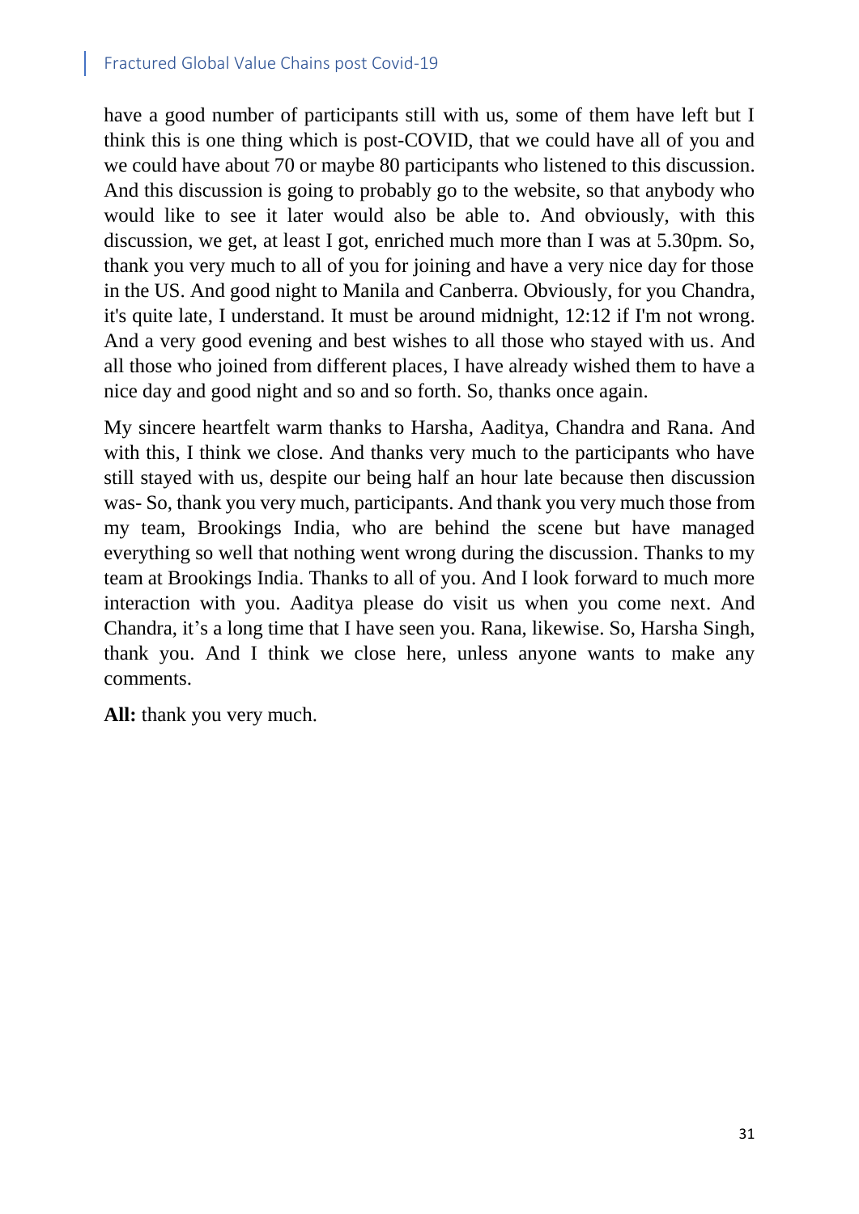have a good number of participants still with us, some of them have left but I think this is one thing which is post-COVID, that we could have all of you and we could have about 70 or maybe 80 participants who listened to this discussion. And this discussion is going to probably go to the website, so that anybody who would like to see it later would also be able to. And obviously, with this discussion, we get, at least I got, enriched much more than I was at 5.30pm. So, thank you very much to all of you for joining and have a very nice day for those in the US. And good night to Manila and Canberra. Obviously, for you Chandra, it's quite late, I understand. It must be around midnight, 12:12 if I'm not wrong. And a very good evening and best wishes to all those who stayed with us. And all those who joined from different places, I have already wished them to have a nice day and good night and so and so forth. So, thanks once again.

My sincere heartfelt warm thanks to Harsha, Aaditya, Chandra and Rana. And with this, I think we close. And thanks very much to the participants who have still stayed with us, despite our being half an hour late because then discussion was- So, thank you very much, participants. And thank you very much those from my team, Brookings India, who are behind the scene but have managed everything so well that nothing went wrong during the discussion. Thanks to my team at Brookings India. Thanks to all of you. And I look forward to much more interaction with you. Aaditya please do visit us when you come next. And Chandra, it's a long time that I have seen you. Rana, likewise. So, Harsha Singh, thank you. And I think we close here, unless anyone wants to make any comments.

**All:** thank you very much.